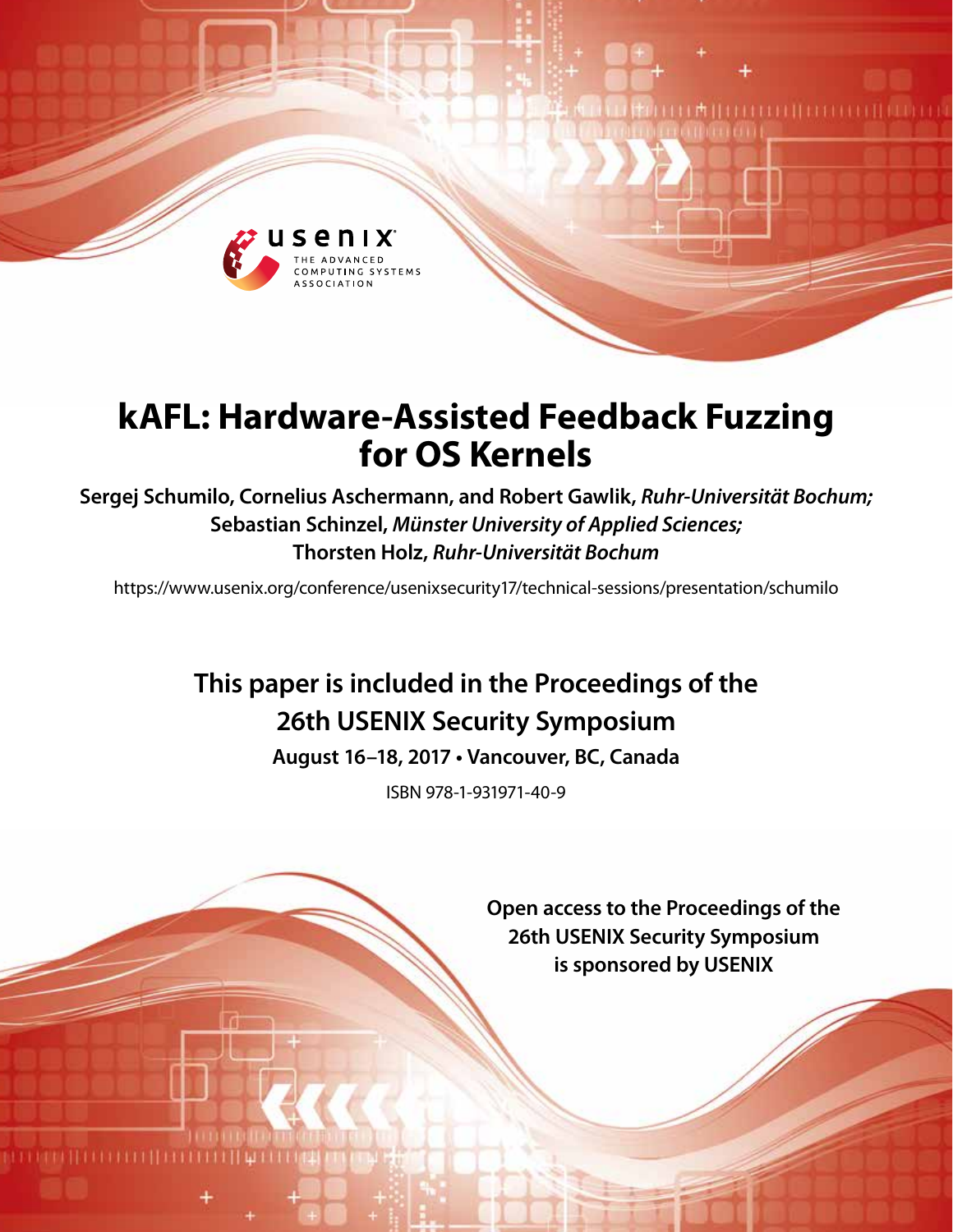# kAFL: Hardware-Assisted Feedback Fuzzing for OS Kernels

**Sergej Schumilo, Cornelius Aschermann, and Robert Gawlik,** ***Ruhr-Universität Bochum;*** **Sebastian Schinzel,** ***Münster University of Applied Sciences;*** **Thorsten Holz,** ***Ruhr-Universität Bochum***

https://www.usenix.org/conference/usenixsecurity17/technical-sessions/presentation/schumilo

**This paper is included in the Proceedings of the 26th USENIX Security Symposium**

**August 16–18, 2017 • Vancouver, BC, Canada**

ISBN 978-1-931971-40-9

**Open access to the Proceedings of the 26th USENIX Security Symposium is sponsored by USENIX**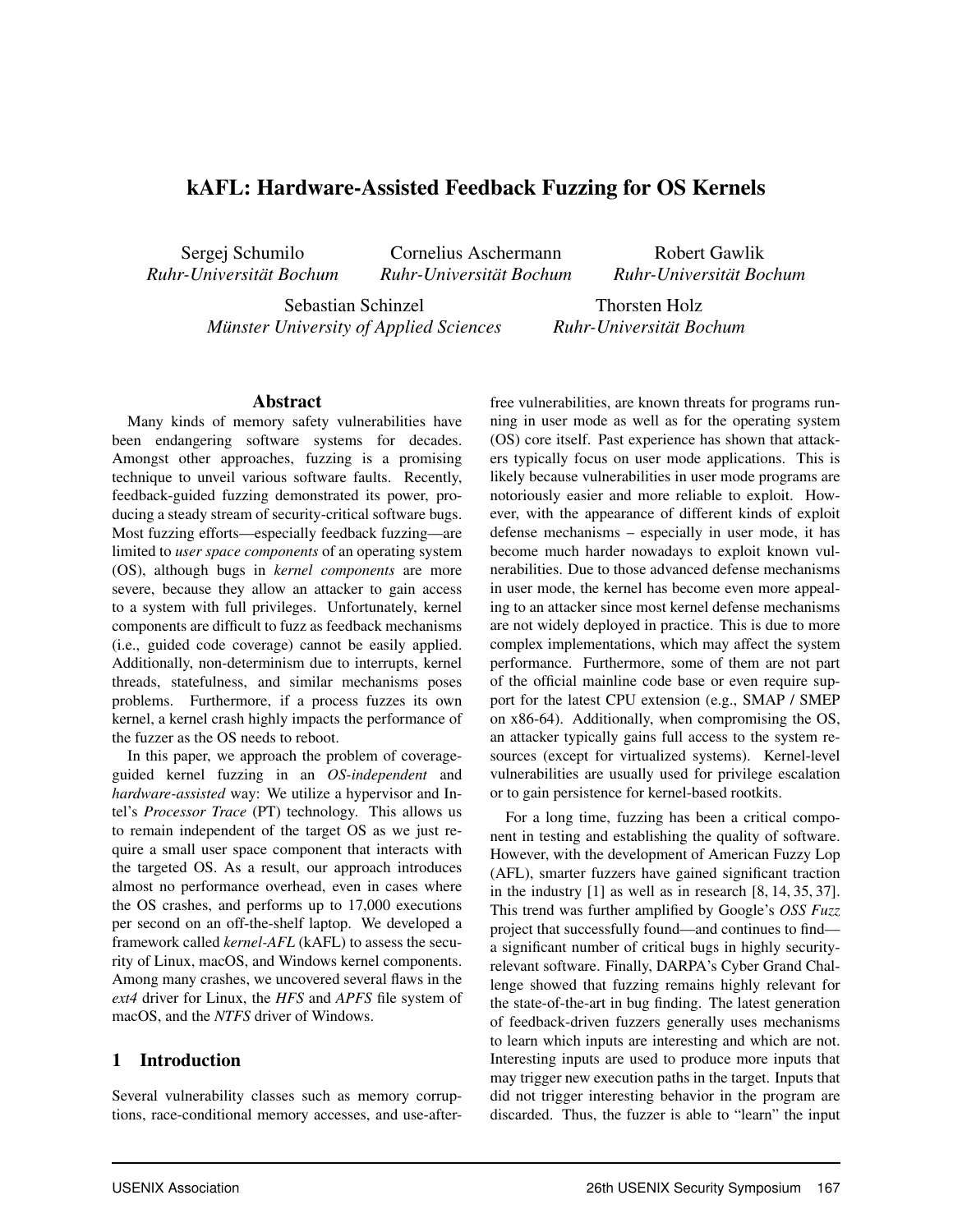# kAFL: Hardware-Assisted Feedback Fuzzing for OS Kernels

Sergej Schumilo, *Ruhr-Universität Bochum*
Cornelius Aschermann, *Ruhr-Universität Bochum*
Robert Gawlik, *Ruhr-Universität Bochum*
Sebastian Schinzel, *Münster University of Applied Sciences*
Thorsten Holz, *Ruhr-Universität Bochum*

## Abstract

Many kinds of memory safety vulnerabilities have been endangering software systems for decades. Amongst other approaches, fuzzing is a promising technique to unveil various software faults. Recently, feedback-guided fuzzing demonstrated its power, producing a steady stream of security-critical software bugs. Most fuzzing efforts—especially feedback fuzzing—are limited to *user space components* of an operating system (OS), although bugs in *kernel components* are more severe, because they allow an attacker to gain access to a system with full privileges. Unfortunately, kernel components are difficult to fuzz as feedback mechanisms (i.e., guided code coverage) cannot be easily applied. Additionally, non-determinism due to interrupts, kernel threads, statefulness, and similar mechanisms poses problems. Furthermore, if a process fuzzes its own kernel, a kernel crash highly impacts the performance of the fuzzer as the OS needs to reboot.

In this paper, we approach the problem of coverage-guided kernel fuzzing in an *OS-independent* and *hardware-assisted* way: We utilize a hypervisor and Intel's *Processor Trace* (PT) technology. This allows us to remain independent of the target OS as we just require a small user space component that interacts with the targeted OS. As a result, our approach introduces almost no performance overhead, even in cases where the OS crashes, and performs up to 17,000 executions per second on an off-the-shelf laptop. We developed a framework called *kernel-AFL* (kAFL) to assess the security of Linux, macOS, and Windows kernel components. Among many crashes, we uncovered several flaws in the *ext4* driver for Linux, the *HFS* and *APFS* file system of macOS, and the *NTFS* driver of Windows.

## 1 Introduction

Several vulnerability classes such as memory corruptions, race-conditional memory accesses, and use-after-free vulnerabilities, are known threats for programs running in user mode as well as for the operating system (OS) core itself. Past experience has shown that attackers typically focus on user mode applications. This is likely because vulnerabilities in user mode programs are notoriously easier and more reliable to exploit. However, with the appearance of different kinds of exploit defense mechanisms – especially in user mode, it has become much harder nowadays to exploit known vulnerabilities. Due to those advanced defense mechanisms in user mode, the kernel has become even more appealing to an attacker since most kernel defense mechanisms are not widely deployed in practice. This is due to more complex implementations, which may affect the system performance. Furthermore, some of them are not part of the official mainline code base or even require support for the latest CPU extension (e.g., SMAP / SMEP on x86-64). Additionally, when compromising the OS, an attacker typically gains full access to the system resources (except for virtualized systems). Kernel-level vulnerabilities are usually used for privilege escalation or to gain persistence for kernel-based rootkits.

For a long time, fuzzing has been a critical component in testing and establishing the quality of software. However, with the development of American Fuzzy Lop (AFL), smarter fuzzers have gained significant traction in the industry [1] as well as in research [8, 14, 35, 37]. This trend was further amplified by Google's *OSS Fuzz* project that successfully found—and continues to find—a significant number of critical bugs in highly security-relevant software. Finally, DARPA's Cyber Grand Challenge showed that fuzzing remains highly relevant for the state-of-the-art in bug finding. The latest generation of feedback-driven fuzzers generally uses mechanisms to learn which inputs are interesting and which are not. Interesting inputs are used to produce more inputs that may trigger new execution paths in the target. Inputs that did not trigger interesting behavior in the program are discarded. Thus, the fuzzer is able to "learn" the input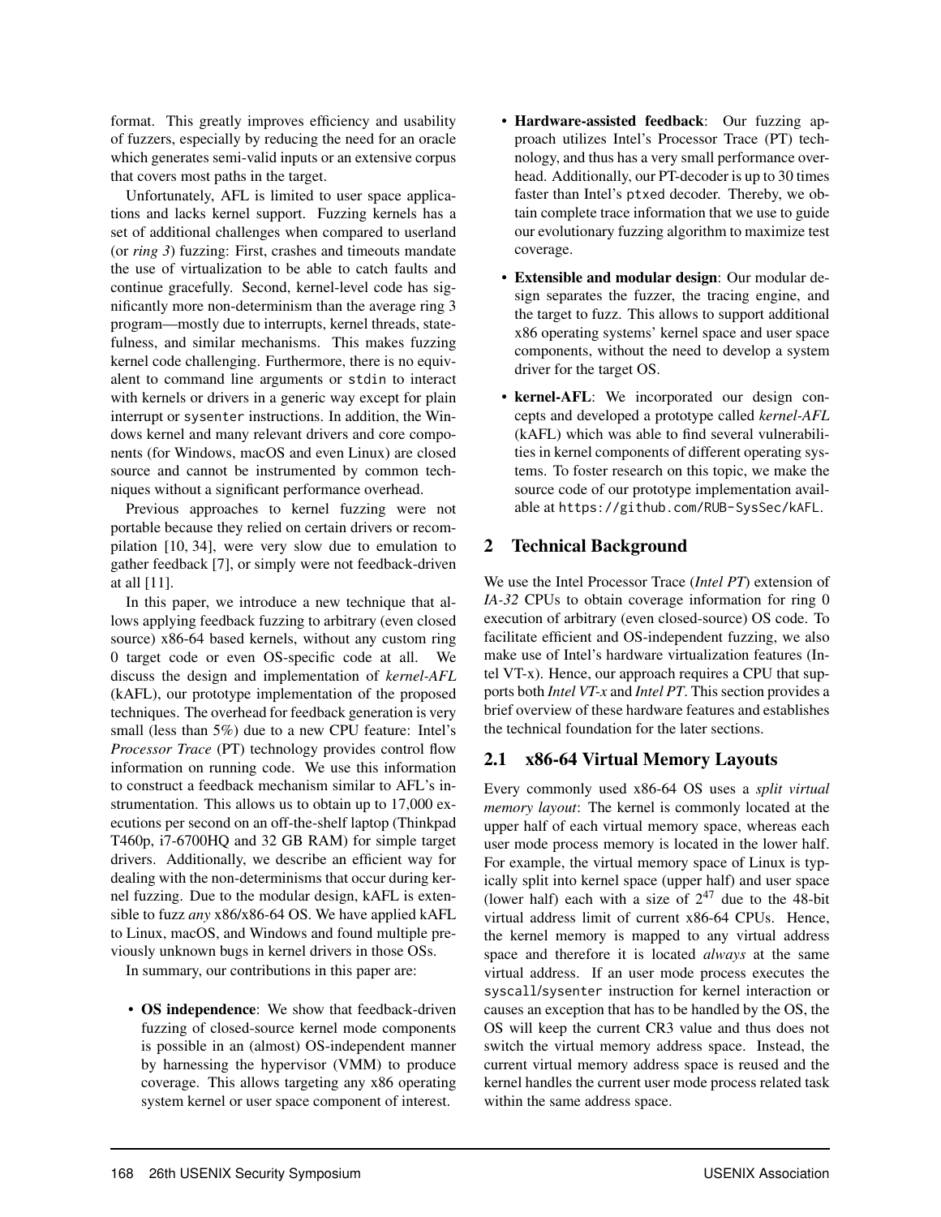format. This greatly improves efficiency and usability of fuzzers, especially by reducing the need for an oracle which generates semi-valid inputs or an extensive corpus that covers most paths in the target.

Unfortunately, AFL is limited to user space applications and lacks kernel support. Fuzzing kernels has a set of additional challenges when compared to userland (or *ring 3*) fuzzing: First, crashes and timeouts mandate the use of virtualization to be able to catch faults and continue gracefully. Second, kernel-level code has significantly more non-determinism than the average ring 3 program—mostly due to interrupts, kernel threads, statefulness, and similar mechanisms. This makes fuzzing kernel code challenging. Furthermore, there is no equivalent to command line arguments or `stdin` to interact with kernels or drivers in a generic way except for plain interrupt or `sysenter` instructions. In addition, the Windows kernel and many relevant drivers and core components (for Windows, macOS and even Linux) are closed source and cannot be instrumented by common techniques without a significant performance overhead.

Previous approaches to kernel fuzzing were not portable because they relied on certain drivers or recompilation [10, 34], were very slow due to emulation to gather feedback [7], or simply were not feedback-driven at all [11].

In this paper, we introduce a new technique that allows applying feedback fuzzing to arbitrary (even closed source) x86-64 based kernels, without any custom ring 0 target code or even OS-specific code at all. We discuss the design and implementation of *kernel-AFL* (kAFL), our prototype implementation of the proposed techniques. The overhead for feedback generation is very small (less than 5%) due to a new CPU feature: Intel's *Processor Trace* (PT) technology provides control flow information on running code. We use this information to construct a feedback mechanism similar to AFL's instrumentation. This allows us to obtain up to 17,000 executions per second on an off-the-shelf laptop (Thinkpad T460p, i7-6700HQ and 32 GB RAM) for simple target drivers. Additionally, we describe an efficient way for dealing with the non-determinisms that occur during kernel fuzzing. Due to the modular design, kAFL is extensible to fuzz *any* x86/x86-64 OS. We have applied kAFL to Linux, macOS, and Windows and found multiple previously unknown bugs in kernel drivers in those OSs.

In summary, our contributions in this paper are:

- **OS independence**: We show that feedback-driven fuzzing of closed-source kernel mode components is possible in an (almost) OS-independent manner by harnessing the hypervisor (VMM) to produce coverage. This allows targeting any x86 operating system kernel or user space component of interest.
- **Hardware-assisted feedback**: Our fuzzing approach utilizes Intel's Processor Trace (PT) technology, and thus has a very small performance overhead. Additionally, our PT-decoder is up to 30 times faster than Intel's `ptxed` decoder. Thereby, we obtain complete trace information that we use to guide our evolutionary fuzzing algorithm to maximize test coverage.
- **Extensible and modular design**: Our modular design separates the fuzzer, the tracing engine, and the target to fuzz. This allows to support additional x86 operating systems' kernel space and user space components, without the need to develop a system driver for the target OS.
- **kernel-AFL**: We incorporated our design concepts and developed a prototype called *kernel-AFL* (kAFL) which was able to find several vulnerabilities in kernel components of different operating systems. To foster research on this topic, we make the source code of our prototype implementation available at `https://github.com/RUB-SysSec/kAFL`.

## 2 Technical Background

We use the Intel Processor Trace (*Intel PT*) extension of *IA-32* CPUs to obtain coverage information for ring 0 execution of arbitrary (even closed-source) OS code. To facilitate efficient and OS-independent fuzzing, we also make use of Intel's hardware virtualization features (Intel VT-x). Hence, our approach requires a CPU that supports both *Intel VT-x* and *Intel PT*. This section provides a brief overview of these hardware features and establishes the technical foundation for the later sections.

### 2.1 x86-64 Virtual Memory Layouts

Every commonly used x86-64 OS uses a *split virtual memory layout*: The kernel is commonly located at the upper half of each virtual memory space, whereas each user mode process memory is located in the lower half. For example, the virtual memory space of Linux is typically split into kernel space (upper half) and user space (lower half) each with a size of $2^{47}$ due to the 48-bit virtual address limit of current x86-64 CPUs. Hence, the kernel memory is mapped to any virtual address space and therefore it is located *always* at the same virtual address. If an user mode process executes the `syscall`/`sysenter` instruction for kernel interaction or causes an exception that has to be handled by the OS, the OS will keep the current CR3 value and thus does not switch the virtual memory address space. Instead, the current virtual memory address space is reused and the kernel handles the current user mode process related task within the same address space.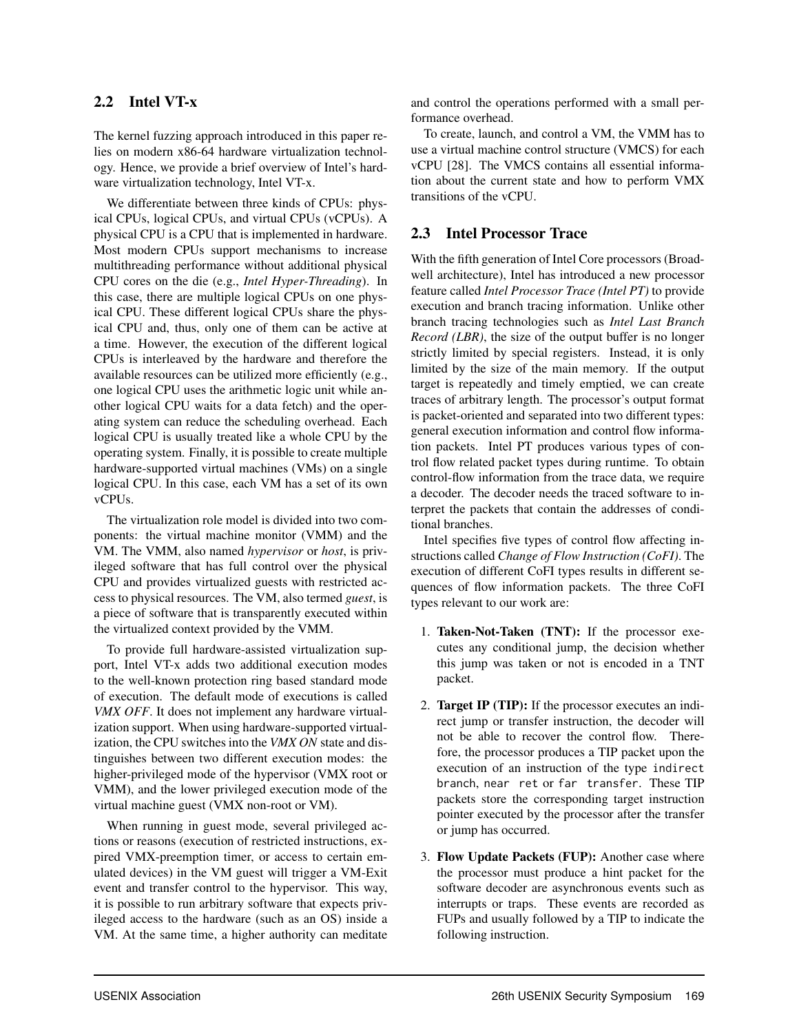## 2.2 Intel VT-x

The kernel fuzzing approach introduced in this paper relies on modern x86-64 hardware virtualization technology. Hence, we provide a brief overview of Intel's hardware virtualization technology, Intel VT-x.

We differentiate between three kinds of CPUs: physical CPUs, logical CPUs, and virtual CPUs (vCPUs). A physical CPU is a CPU that is implemented in hardware. Most modern CPUs support mechanisms to increase multithreading performance without additional physical CPU cores on the die (e.g., *Intel Hyper-Threading*). In this case, there are multiple logical CPUs on one physical CPU. These different logical CPUs share the physical CPU and, thus, only one of them can be active at a time. However, the execution of the different logical CPUs is interleaved by the hardware and therefore the available resources can be utilized more efficiently (e.g., one logical CPU uses the arithmetic logic unit while another logical CPU waits for a data fetch) and the operating system can reduce the scheduling overhead. Each logical CPU is usually treated like a whole CPU by the operating system. Finally, it is possible to create multiple hardware-supported virtual machines (VMs) on a single logical CPU. In this case, each VM has a set of its own vCPUs.

The virtualization role model is divided into two components: the virtual machine monitor (VMM) and the VM. The VMM, also named *hypervisor* or *host*, is privileged software that has full control over the physical CPU and provides virtualized guests with restricted access to physical resources. The VM, also termed *guest*, is a piece of software that is transparently executed within the virtualized context provided by the VMM.

To provide full hardware-assisted virtualization support, Intel VT-x adds two additional execution modes to the well-known protection ring based standard mode of execution. The default mode of executions is called *VMX OFF*. It does not implement any hardware virtualization support. When using hardware-supported virtualization, the CPU switches into the *VMX ON* state and distinguishes between two different execution modes: the higher-privileged mode of the hypervisor (VMX root or VMM), and the lower privileged execution mode of the virtual machine guest (VMX non-root or VM).

When running in guest mode, several privileged actions or reasons (execution of restricted instructions, expired VMX-preemption timer, or access to certain emulated devices) in the VM guest will trigger a VM-Exit event and transfer control to the hypervisor. This way, it is possible to run arbitrary software that expects privileged access to the hardware (such as an OS) inside a VM. At the same time, a higher authority can meditate and control the operations performed with a small performance overhead.

To create, launch, and control a VM, the VMM has to use a virtual machine control structure (VMCS) for each vCPU [28]. The VMCS contains all essential information about the current state and how to perform VMX transitions of the vCPU.

## 2.3 Intel Processor Trace

With the fifth generation of Intel Core processors (Broadwell architecture), Intel has introduced a new processor feature called *Intel Processor Trace (Intel PT)* to provide execution and branch tracing information. Unlike other branch tracing technologies such as *Intel Last Branch Record (LBR)*, the size of the output buffer is no longer strictly limited by special registers. Instead, it is only limited by the size of the main memory. If the output target is repeatedly and timely emptied, we can create traces of arbitrary length. The processor's output format is packet-oriented and separated into two different types: general execution information and control flow information packets. Intel PT produces various types of control flow related packet types during runtime. To obtain control-flow information from the trace data, we require a decoder. The decoder needs the traced software to interpret the packets that contain the addresses of conditional branches.

Intel specifies five types of control flow affecting instructions called *Change of Flow Instruction (CoFI)*. The execution of different CoFI types results in different sequences of flow information packets. The three CoFI types relevant to our work are:

1. **Taken-Not-Taken (TNT):** If the processor executes any conditional jump, the decision whether this jump was taken or not is encoded in a TNT packet.

2. **Target IP (TIP):** If the processor executes an indirect jump or transfer instruction, the decoder will not be able to recover the control flow. Therefore, the processor produces a TIP packet upon the execution of an instruction of the type `indirect branch`, `near ret` or `far transfer`. These TIP packets store the corresponding target instruction pointer executed by the processor after the transfer or jump has occurred.

3. **Flow Update Packets (FUP):** Another case where the processor must produce a hint packet for the software decoder are asynchronous events such as interrupts or traps. These events are recorded as FUPs and usually followed by a TIP to indicate the following instruction.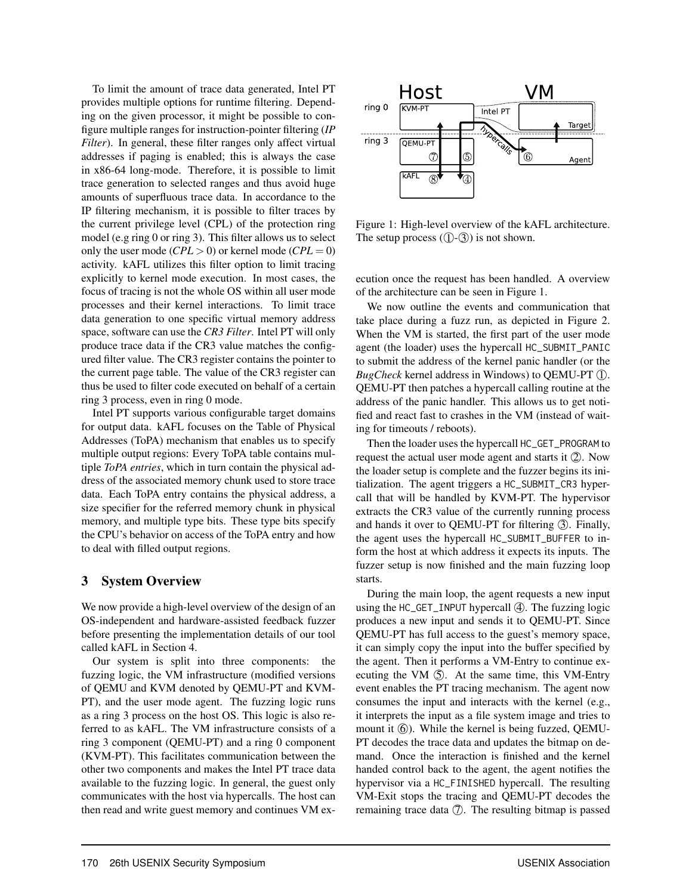To limit the amount of trace data generated, Intel PT provides multiple options for runtime filtering. Depending on the given processor, it might be possible to configure multiple ranges for instruction-pointer filtering (*IP Filter*). In general, these filter ranges only affect virtual addresses if paging is enabled; this is always the case in x86-64 long-mode. Therefore, it is possible to limit trace generation to selected ranges and thus avoid huge amounts of superfluous trace data. In accordance to the IP filtering mechanism, it is possible to filter traces by the current privilege level (CPL) of the protection ring model (e.g ring 0 or ring 3). This filter allows us to select only the user mode ($CPL > 0$) or kernel mode ($CPL = 0$) activity. kAFL utilizes this filter option to limit tracing explicitly to kernel mode execution. In most cases, the focus of tracing is not the whole OS within all user mode processes and their kernel interactions. To limit trace data generation to one specific virtual memory address space, software can use the *CR3 Filter*. Intel PT will only produce trace data if the CR3 value matches the configured filter value. The CR3 register contains the pointer to the current page table. The value of the CR3 register can thus be used to filter code executed on behalf of a certain ring 3 process, even in ring 0 mode.

Intel PT supports various configurable target domains for output data. kAFL focuses on the Table of Physical Addresses (ToPA) mechanism that enables us to specify multiple output regions: Every ToPA table contains multiple *ToPA entries*, which in turn contain the physical address of the associated memory chunk used to store trace data. Each ToPA entry contains the physical address, a size specifier for the referred memory chunk in physical memory, and multiple type bits. These type bits specify the CPU's behavior on access of the ToPA entry and how to deal with filled output regions.

## 3 System Overview

We now provide a high-level overview of the design of an OS-independent and hardware-assisted feedback fuzzer before presenting the implementation details of our tool called kAFL in Section 4.

Our system is split into three components: the fuzzing logic, the VM infrastructure (modified versions of QEMU and KVM denoted by QEMU-PT and KVM-PT), and the user mode agent. The fuzzing logic runs as a ring 3 process on the host OS. This logic is also referred to as kAFL. The VM infrastructure consists of a ring 3 component (QEMU-PT) and a ring 0 component (KVM-PT). This facilitates communication between the other two components and makes the Intel PT trace data available to the fuzzing logic. In general, the guest only communicates with the host via hypercalls. The host can then read and write guest memory and continues VM execution once the request has been handled. A overview of the architecture can be seen in Figure 1.

Figure 1: High-level overview of the kAFL architecture. The setup process (①-③) is not shown.

We now outline the events and communication that take place during a fuzz run, as depicted in Figure 2. When the VM is started, the first part of the user mode agent (the loader) uses the hypercall `HC_SUBMIT_PANIC` to submit the address of the kernel panic handler (or the *BugCheck* kernel address in Windows) to QEMU-PT ①. QEMU-PT then patches a hypercall calling routine at the address of the panic handler. This allows us to get notified and react fast to crashes in the VM (instead of waiting for timeouts / reboots).

Then the loader uses the hypercall `HC_GET_PROGRAM` to request the actual user mode agent and starts it ②. Now the loader setup is complete and the fuzzer begins its initialization. The agent triggers a `HC_SUBMIT_CR3` hypercall that will be handled by KVM-PT. The hypervisor extracts the CR3 value of the currently running process and hands it over to QEMU-PT for filtering ③. Finally, the agent uses the hypercall `HC_SUBMIT_BUFFER` to inform the host at which address it expects its inputs. The fuzzer setup is now finished and the main fuzzing loop starts.

During the main loop, the agent requests a new input using the `HC_GET_INPUT` hypercall ④. The fuzzing logic produces a new input and sends it to QEMU-PT. Since QEMU-PT has full access to the guest's memory space, it can simply copy the input into the buffer specified by the agent. Then it performs a VM-Entry to continue executing the VM ⑤. At the same time, this VM-Entry event enables the PT tracing mechanism. The agent now consumes the input and interacts with the kernel (e.g., it interprets the input as a file system image and tries to mount it ⑥). While the kernel is being fuzzed, QEMU-PT decodes the trace data and updates the bitmap on demand. Once the interaction is finished and the kernel handed control back to the agent, the agent notifies the hypervisor via a `HC_FINISHED` hypercall. The resulting VM-Exit stops the tracing and QEMU-PT decodes the remaining trace data ⑦. The resulting bitmap is passed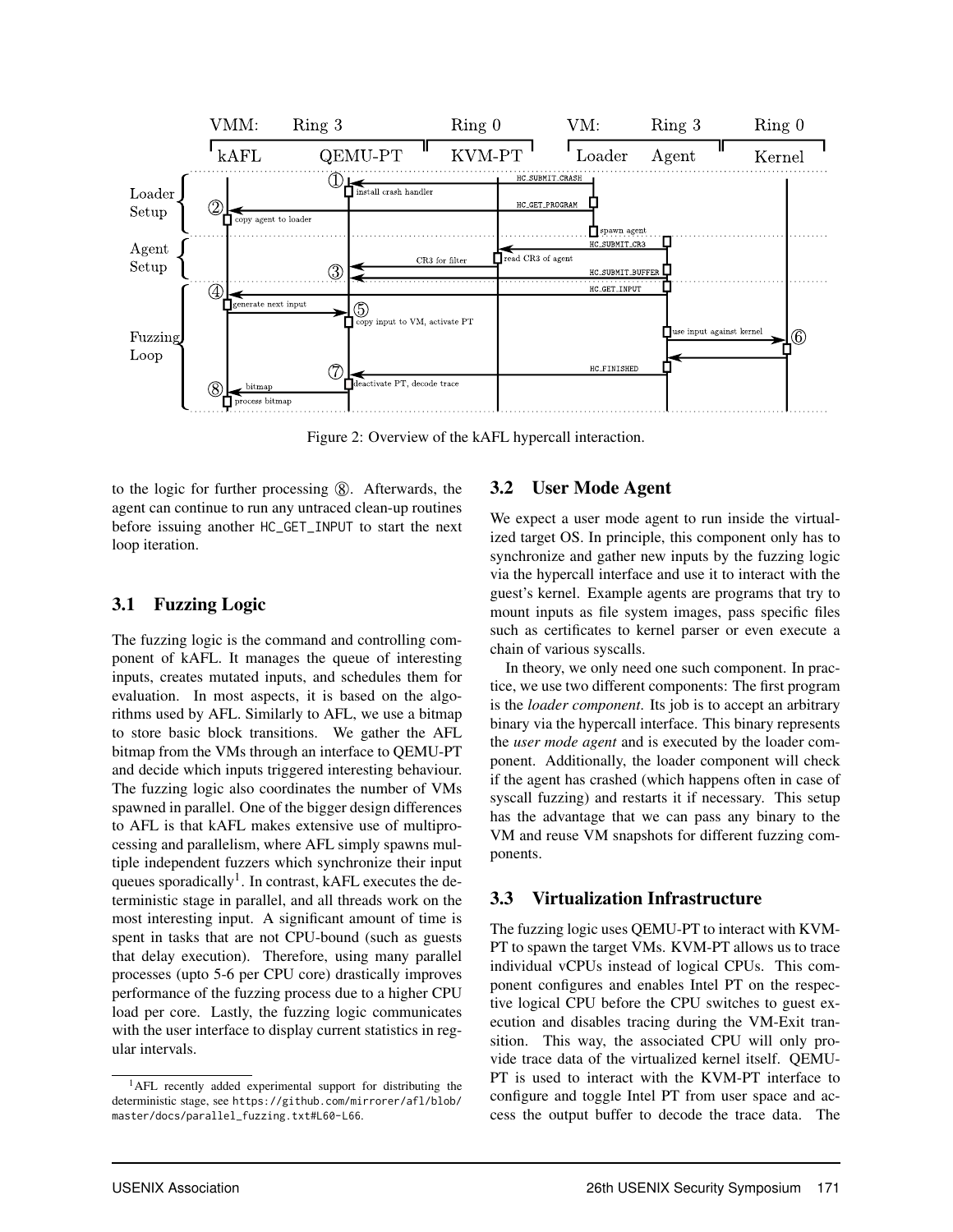Figure 2: Overview of the kAFL hypercall interaction.

to the logic for further processing ⑧. Afterwards, the agent can continue to run any untraced clean-up routines before issuing another HC_GET_INPUT to start the next loop iteration.

### 3.1 Fuzzing Logic

The fuzzing logic is the command and controlling component of kAFL. It manages the queue of interesting inputs, creates mutated inputs, and schedules them for evaluation. In most aspects, it is based on the algorithms used by AFL. Similarly to AFL, we use a bitmap to store basic block transitions. We gather the AFL bitmap from the VMs through an interface to QEMU-PT and decide which inputs triggered interesting behaviour. The fuzzing logic also coordinates the number of VMs spawned in parallel. One of the bigger design differences to AFL is that kAFL makes extensive use of multiprocessing and parallelism, where AFL simply spawns multiple independent fuzzers which synchronize their input queues sporadically[1]. In contrast, kAFL executes the deterministic stage in parallel, and all threads work on the most interesting input. A significant amount of time is spent in tasks that are not CPU-bound (such as guests that delay execution). Therefore, using many parallel processes (upto 5-6 per CPU core) drastically improves performance of the fuzzing process due to a higher CPU load per core. Lastly, the fuzzing logic communicates with the user interface to display current statistics in regular intervals.

[1] AFL recently added experimental support for distributing the deterministic stage, see https://github.com/mirrorer/afl/blob/master/docs/parallel_fuzzing.txt#L60-L66.

### 3.2 User Mode Agent

We expect a user mode agent to run inside the virtualized target OS. In principle, this component only has to synchronize and gather new inputs by the fuzzing logic via the hypercall interface and use it to interact with the guest's kernel. Example agents are programs that try to mount inputs as file system images, pass specific files such as certificates to kernel parser or even execute a chain of various syscalls.

In theory, we only need one such component. In practice, we use two different components: The first program is the *loader component*. Its job is to accept an arbitrary binary via the hypercall interface. This binary represents the *user mode agent* and is executed by the loader component. Additionally, the loader component will check if the agent has crashed (which happens often in case of syscall fuzzing) and restarts it if necessary. This setup has the advantage that we can pass any binary to the VM and reuse VM snapshots for different fuzzing components.

### 3.3 Virtualization Infrastructure

The fuzzing logic uses QEMU-PT to interact with KVM-PT to spawn the target VMs. KVM-PT allows us to trace individual vCPUs instead of logical CPUs. This component configures and enables Intel PT on the respective logical CPU before the CPU switches to guest execution and disables tracing during the VM-Exit transition. This way, the associated CPU will only provide trace data of the virtualized kernel itself. QEMU-PT is used to interact with the KVM-PT interface to configure and toggle Intel PT from user space and access the output buffer to decode the trace data. The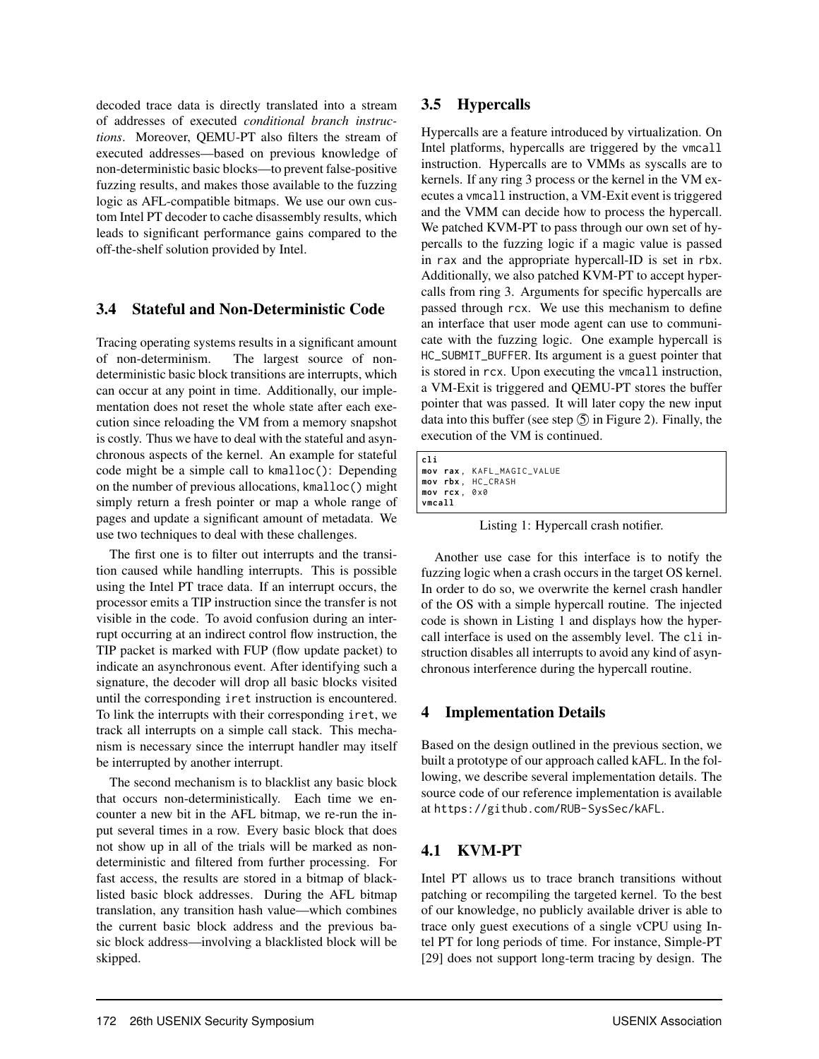decoded trace data is directly translated into a stream of addresses of executed *conditional branch instructions*. Moreover, QEMU-PT also filters the stream of executed addresses—based on previous knowledge of non-deterministic basic blocks—to prevent false-positive fuzzing results, and makes those available to the fuzzing logic as AFL-compatible bitmaps. We use our own custom Intel PT decoder to cache disassembly results, which leads to significant performance gains compared to the off-the-shelf solution provided by Intel.

## 3.4 Stateful and Non-Deterministic Code

Tracing operating systems results in a significant amount of non-determinism. The largest source of non-deterministic basic block transitions are interrupts, which can occur at any point in time. Additionally, our implementation does not reset the whole state after each execution since reloading the VM from a memory snapshot is costly. Thus we have to deal with the stateful and asynchronous aspects of the kernel. An example for stateful code might be a simple call to `kmalloc()`: Depending on the number of previous allocations, `kmalloc()` might simply return a fresh pointer or map a whole range of pages and update a significant amount of metadata. We use two techniques to deal with these challenges.

The first one is to filter out interrupts and the transition caused while handling interrupts. This is possible using the Intel PT trace data. If an interrupt occurs, the processor emits a TIP instruction since the transfer is not visible in the code. To avoid confusion during an interrupt occurring at an indirect control flow instruction, the TIP packet is marked with FUP (flow update packet) to indicate an asynchronous event. After identifying such a signature, the decoder will drop all basic blocks visited until the corresponding `iret` instruction is encountered. To link the interrupts with their corresponding `iret`, we track all interrupts on a simple call stack. This mechanism is necessary since the interrupt handler may itself be interrupted by another interrupt.

The second mechanism is to blacklist any basic block that occurs non-deterministically. Each time we encounter a new bit in the AFL bitmap, we re-run the input several times in a row. Every basic block that does not show up in all of the trials will be marked as non-deterministic and filtered from further processing. For fast access, the results are stored in a bitmap of blacklisted basic block addresses. During the AFL bitmap translation, any transition hash value—which combines the current basic block address and the previous basic block address—involving a blacklisted block will be skipped.

## 3.5 Hypercalls

Hypercalls are a feature introduced by virtualization. On Intel platforms, hypercalls are triggered by the `vmcall` instruction. Hypercalls are to VMMs as syscalls are to kernels. If any ring 3 process or the kernel in the VM executes a `vmcall` instruction, a VM-Exit event is triggered and the VMM can decide how to process the hypercall. We patched KVM-PT to pass through our own set of hypercalls to the fuzzing logic if a magic value is passed in `rax` and the appropriate hypercall-ID is set in `rbx`. Additionally, we also patched KVM-PT to accept hypercalls from ring 3. Arguments for specific hypercalls are passed through `rcx`. We use this mechanism to define an interface that user mode agent can use to communicate with the fuzzing logic. One example hypercall is `HC_SUBMIT_BUFFER`. Its argument is a guest pointer that is stored in `rcx`. Upon executing the `vmcall` instruction, a VM-Exit is triggered and QEMU-PT stores the buffer pointer that was passed. It will later copy the new input data into this buffer (see step ⑤ in Figure 2). Finally, the execution of the VM is continued.

```
cli
mov rax, KAFL_MAGIC_VALUE
mov rbx, HC_CRASH
mov rcx, 0x0
vmcall
```

Listing 1: Hypercall crash notifier.

Another use case for this interface is to notify the fuzzing logic when a crash occurs in the target OS kernel. In order to do so, we overwrite the kernel crash handler of the OS with a simple hypercall routine. The injected code is shown in Listing 1 and displays how the hypercall interface is used on the assembly level. The `cli` instruction disables all interrupts to avoid any kind of asynchronous interference during the hypercall routine.

# 4 Implementation Details

Based on the design outlined in the previous section, we built a prototype of our approach called kAFL. In the following, we describe several implementation details. The source code of our reference implementation is available at `https://github.com/RUB-SysSec/kAFL`.

## 4.1 KVM-PT

Intel PT allows us to trace branch transitions without patching or recompiling the targeted kernel. To the best of our knowledge, no publicly available driver is able to trace only guest executions of a single vCPU using Intel PT for long periods of time. For instance, Simple-PT [29] does not support long-term tracing by design. The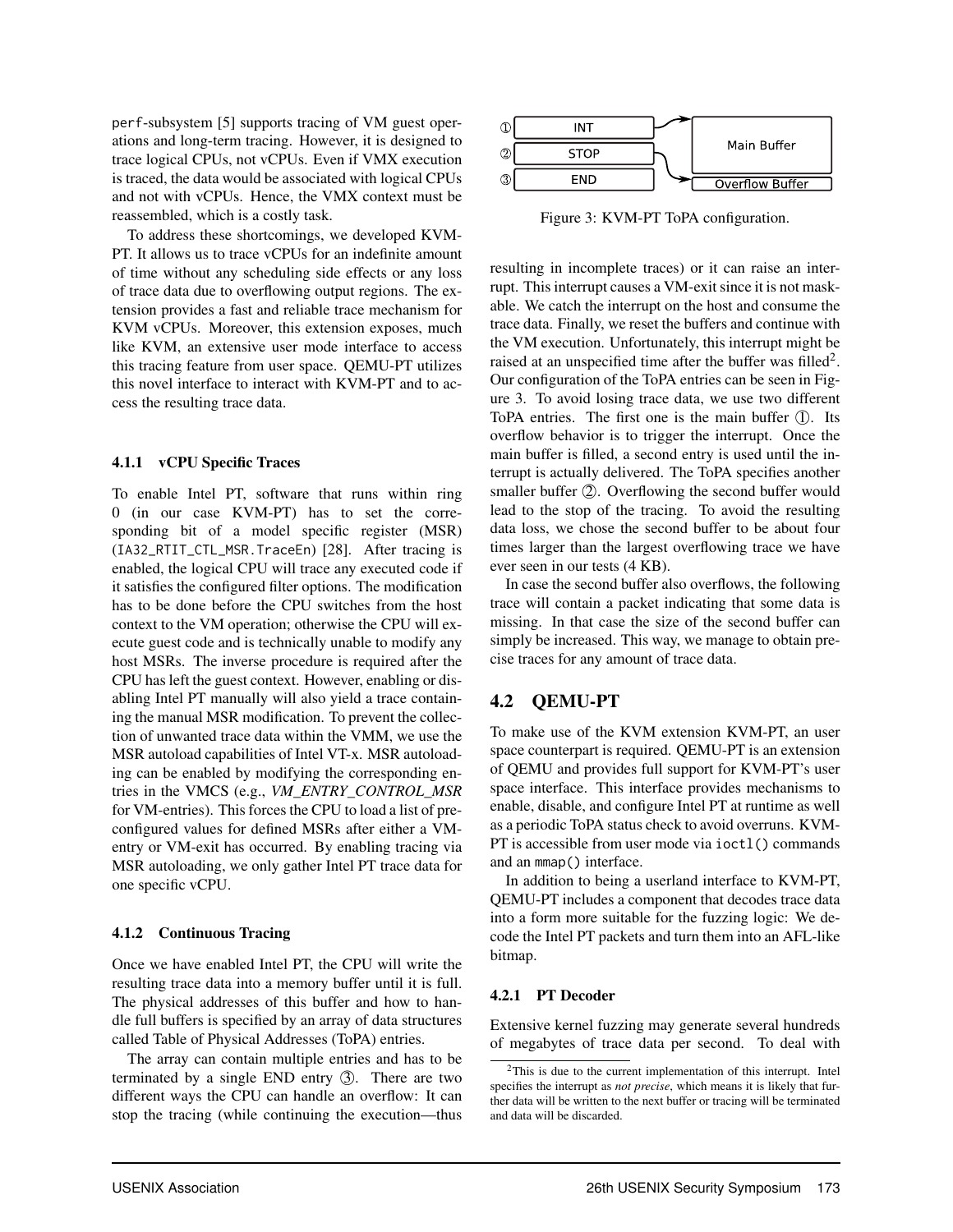perf-subsystem [5] supports tracing of VM guest operations and long-term tracing. However, it is designed to trace logical CPUs, not vCPUs. Even if VMX execution is traced, the data would be associated with logical CPUs and not with vCPUs. Hence, the VMX context must be reassembled, which is a costly task.

To address these shortcomings, we developed KVM-PT. It allows us to trace vCPUs for an indefinite amount of time without any scheduling side effects or any loss of trace data due to overflowing output regions. The extension provides a fast and reliable trace mechanism for KVM vCPUs. Moreover, this extension exposes, much like KVM, an extensive user mode interface to access this tracing feature from user space. QEMU-PT utilizes this novel interface to interact with KVM-PT and to access the resulting trace data.

#### 4.1.1 vCPU Specific Traces

To enable Intel PT, software that runs within ring 0 (in our case KVM-PT) has to set the corresponding bit of a model specific register (MSR) (IA32_RTIT_CTL_MSR.TraceEn) [28]. After tracing is enabled, the logical CPU will trace any executed code if it satisfies the configured filter options. The modification has to be done before the CPU switches from the host context to the VM operation; otherwise the CPU will execute guest code and is technically unable to modify any host MSRs. The inverse procedure is required after the CPU has left the guest context. However, enabling or disabling Intel PT manually will also yield a trace containing the manual MSR modification. To prevent the collection of unwanted trace data within the VMM, we use the MSR autoload capabilities of Intel VT-x. MSR autoloading can be enabled by modifying the corresponding entries in the VMCS (e.g., *VM_ENTRY_CONTROL_MSR* for VM-entries). This forces the CPU to load a list of preconfigured values for defined MSRs after either a VM-entry or VM-exit has occurred. By enabling tracing via MSR autoloading, we only gather Intel PT trace data for one specific vCPU.

#### 4.1.2 Continuous Tracing

Once we have enabled Intel PT, the CPU will write the resulting trace data into a memory buffer until it is full. The physical addresses of this buffer and how to handle full buffers is specified by an array of data structures called Table of Physical Addresses (ToPA) entries.

The array can contain multiple entries and has to be terminated by a single END entry ③. There are two different ways the CPU can handle an overflow: It can stop the tracing (while continuing the execution—thus resulting in incomplete traces) or it can raise an interrupt. This interrupt causes a VM-exit since it is not maskable. We catch the interrupt on the host and consume the trace data. Finally, we reset the buffers and continue with the VM execution. Unfortunately, this interrupt might be raised at an unspecified time after the buffer was filled[2]. Our configuration of the ToPA entries can be seen in Figure 3. To avoid losing trace data, we use two different ToPA entries. The first one is the main buffer ①. Its overflow behavior is to trigger the interrupt. Once the main buffer is filled, a second entry is used until the interrupt is actually delivered. The ToPA specifies another smaller buffer ②. Overflowing the second buffer would lead to the stop of the tracing. To avoid the resulting data loss, we chose the second buffer to be about four times larger than the largest overflowing trace we have ever seen in our tests (4 KB).

In case the second buffer also overflows, the following trace will contain a packet indicating that some data is missing. In that case the size of the second buffer can simply be increased. This way, we manage to obtain precise traces for any amount of trace data.

Figure 3: KVM-PT ToPA configuration.

## 4.2 QEMU-PT

To make use of the KVM extension KVM-PT, an user space counterpart is required. QEMU-PT is an extension of QEMU and provides full support for KVM-PT's user space interface. This interface provides mechanisms to enable, disable, and configure Intel PT at runtime as well as a periodic ToPA status check to avoid overruns. KVM-PT is accessible from user mode via ioctl() commands and an mmap() interface.

In addition to being a userland interface to KVM-PT, QEMU-PT includes a component that decodes trace data into a form more suitable for the fuzzing logic: We decode the Intel PT packets and turn them into an AFL-like bitmap.

#### 4.2.1 PT Decoder

Extensive kernel fuzzing may generate several hundreds of megabytes of trace data per second. To deal with

[2] This is due to the current implementation of this interrupt. Intel specifies the interrupt as *not precise*, which means it is likely that further data will be written to the next buffer or tracing will be terminated and data will be discarded.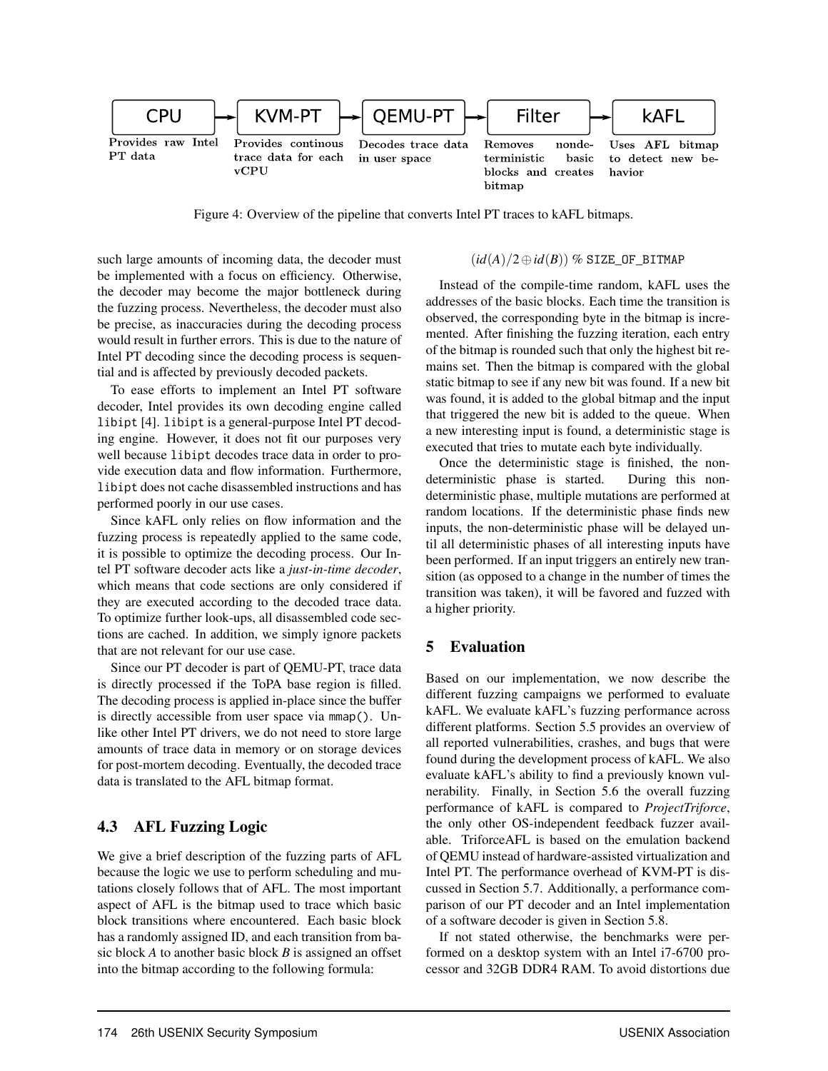CPU → KVM-PT → QEMU-PT → Filter → kAFL

Provides raw Intel PT data | Provides continous trace data for each vCPU | Decodes trace data in user space | Removes nondeterministic basic blocks and creates bitmap | Uses AFL bitmap to detect new behavior

Figure 4: Overview of the pipeline that converts Intel PT traces to kAFL bitmaps.

such large amounts of incoming data, the decoder must be implemented with a focus on efficiency. Otherwise, the decoder may become the major bottleneck during the fuzzing process. Nevertheless, the decoder must also be precise, as inaccuracies during the decoding process would result in further errors. This is due to the nature of Intel PT decoding since the decoding process is sequential and is affected by previously decoded packets.

To ease efforts to implement an Intel PT software decoder, Intel provides its own decoding engine called `libipt` [4]. `libipt` is a general-purpose Intel PT decoding engine. However, it does not fit our purposes very well because `libipt` decodes trace data in order to provide execution data and flow information. Furthermore, `libipt` does not cache disassembled instructions and has performed poorly in our use cases.

Since kAFL only relies on flow information and the fuzzing process is repeatedly applied to the same code, it is possible to optimize the decoding process. Our Intel PT software decoder acts like a *just-in-time decoder*, which means that code sections are only considered if they are executed according to the decoded trace data. To optimize further look-ups, all disassembled code sections are cached. In addition, we simply ignore packets that are not relevant for our use case.

Since our PT decoder is part of QEMU-PT, trace data is directly processed if the ToPA base region is filled. The decoding process is applied in-place since the buffer is directly accessible from user space via `mmap()`. Unlike other Intel PT drivers, we do not need to store large amounts of trace data in memory or on storage devices for post-mortem decoding. Eventually, the decoded trace data is translated to the AFL bitmap format.

### 4.3 AFL Fuzzing Logic

We give a brief description of the fuzzing parts of AFL because the logic we use to perform scheduling and mutations closely follows that of AFL. The most important aspect of AFL is the bitmap used to trace which basic block transitions where encountered. Each basic block has a randomly assigned ID, and each transition from basic block *A* to another basic block *B* is assigned an offset into the bitmap according to the following formula:

$$(id(A)/2 \oplus id(B)) \ \% \ \texttt{SIZE\_OF\_BITMAP}$$

Instead of the compile-time random, kAFL uses the addresses of the basic blocks. Each time the transition is observed, the corresponding byte in the bitmap is incremented. After finishing the fuzzing iteration, each entry of the bitmap is rounded such that only the highest bit remains set. Then the bitmap is compared with the global static bitmap to see if any new bit was found. If a new bit was found, it is added to the global bitmap and the input that triggered the new bit is added to the queue. When a new interesting input is found, a deterministic stage is executed that tries to mutate each byte individually.

Once the deterministic stage is finished, the non-deterministic phase is started. During this non-deterministic phase, multiple mutations are performed at random locations. If the deterministic phase finds new inputs, the non-deterministic phase will be delayed until all deterministic phases of all interesting inputs have been performed. If an input triggers an entirely new transition (as opposed to a change in the number of times the transition was taken), it will be favored and fuzzed with a higher priority.

## 5 Evaluation

Based on our implementation, we now describe the different fuzzing campaigns we performed to evaluate kAFL. We evaluate kAFL's fuzzing performance across different platforms. Section 5.5 provides an overview of all reported vulnerabilities, crashes, and bugs that were found during the development process of kAFL. We also evaluate kAFL's ability to find a previously known vulnerability. Finally, in Section 5.6 the overall fuzzing performance of kAFL is compared to *ProjectTriforce*, the only other OS-independent feedback fuzzer available. TriforceAFL is based on the emulation backend of QEMU instead of hardware-assisted virtualization and Intel PT. The performance overhead of KVM-PT is discussed in Section 5.7. Additionally, a performance comparison of our PT decoder and an Intel implementation of a software decoder is given in Section 5.8.

If not stated otherwise, the benchmarks were performed on a desktop system with an Intel i7-6700 processor and 32GB DDR4 RAM. To avoid distortions due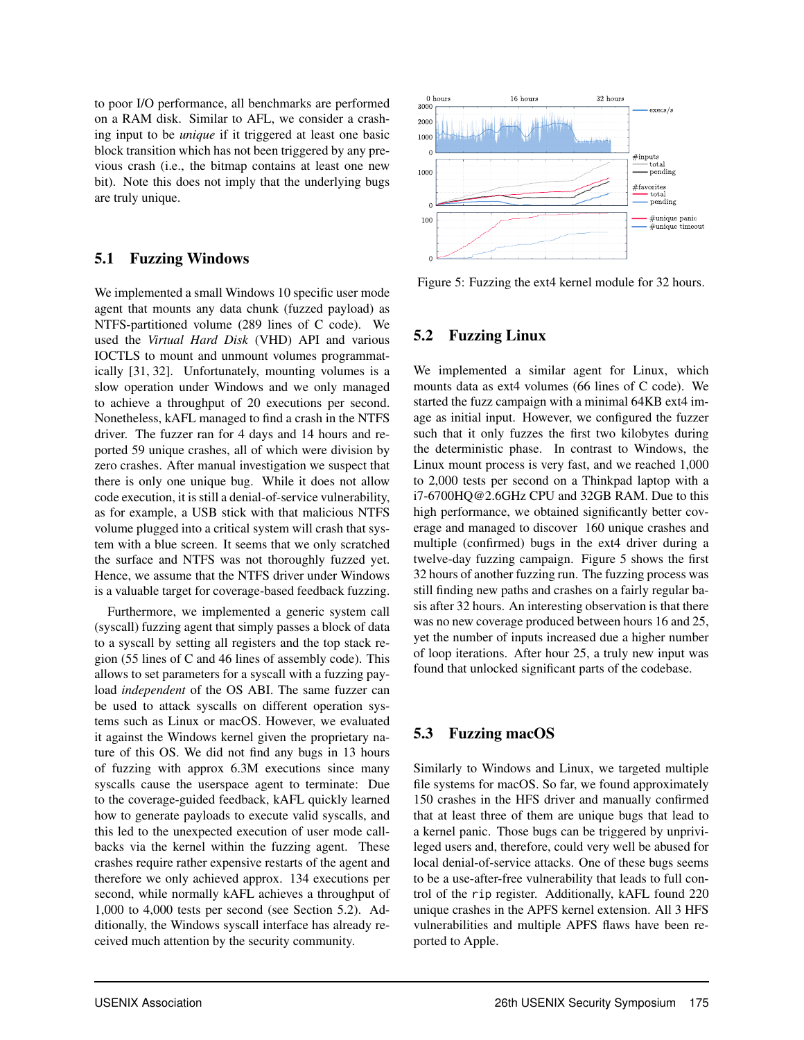to poor I/O performance, all benchmarks are performed on a RAM disk. Similar to AFL, we consider a crashing input to be *unique* if it triggered at least one basic block transition which has not been triggered by any previous crash (i.e., the bitmap contains at least one new bit). Note this does not imply that the underlying bugs are truly unique.

## 5.1 Fuzzing Windows

We implemented a small Windows 10 specific user mode agent that mounts any data chunk (fuzzed payload) as NTFS-partitioned volume (289 lines of C code). We used the *Virtual Hard Disk* (VHD) API and various IOCTLS to mount and unmount volumes programmatically [31, 32]. Unfortunately, mounting volumes is a slow operation under Windows and we only managed to achieve a throughput of 20 executions per second. Nonetheless, kAFL managed to find a crash in the NTFS driver. The fuzzer ran for 4 days and 14 hours and reported 59 unique crashes, all of which were division by zero crashes. After manual investigation we suspect that there is only one unique bug. While it does not allow code execution, it is still a denial-of-service vulnerability, as for example, a USB stick with that malicious NTFS volume plugged into a critical system will crash that system with a blue screen. It seems that we only scratched the surface and NTFS was not thoroughly fuzzed yet. Hence, we assume that the NTFS driver under Windows is a valuable target for coverage-based feedback fuzzing.

Furthermore, we implemented a generic system call (syscall) fuzzing agent that simply passes a block of data to a syscall by setting all registers and the top stack region (55 lines of C and 46 lines of assembly code). This allows to set parameters for a syscall with a fuzzing payload *independent* of the OS ABI. The same fuzzer can be used to attack syscalls on different operation systems such as Linux or macOS. However, we evaluated it against the Windows kernel given the proprietary nature of this OS. We did not find any bugs in 13 hours of fuzzing with approx 6.3M executions since many syscalls cause the userspace agent to terminate: Due to the coverage-guided feedback, kAFL quickly learned how to generate payloads to execute valid syscalls, and this led to the unexpected execution of user mode callbacks via the kernel within the fuzzing agent. These crashes require rather expensive restarts of the agent and therefore we only achieved approx. 134 executions per second, while normally kAFL achieves a throughput of 1,000 to 4,000 tests per second (see Section 5.2). Additionally, the Windows syscall interface has already received much attention by the security community.

Figure 5: Fuzzing the ext4 kernel module for 32 hours.

## 5.2 Fuzzing Linux

We implemented a similar agent for Linux, which mounts data as ext4 volumes (66 lines of C code). We started the fuzz campaign with a minimal 64KB ext4 image as initial input. However, we configured the fuzzer such that it only fuzzes the first two kilobytes during the deterministic phase. In contrast to Windows, the Linux mount process is very fast, and we reached 1,000 to 2,000 tests per second on a Thinkpad laptop with a i7-6700HQ@2.6GHz CPU and 32GB RAM. Due to this high performance, we obtained significantly better coverage and managed to discover 160 unique crashes and multiple (confirmed) bugs in the ext4 driver during a twelve-day fuzzing campaign. Figure 5 shows the first 32 hours of another fuzzing run. The fuzzing process was still finding new paths and crashes on a fairly regular basis after 32 hours. An interesting observation is that there was no new coverage produced between hours 16 and 25, yet the number of inputs increased due a higher number of loop iterations. After hour 25, a truly new input was found that unlocked significant parts of the codebase.

## 5.3 Fuzzing macOS

Similarly to Windows and Linux, we targeted multiple file systems for macOS. So far, we found approximately 150 crashes in the HFS driver and manually confirmed that at least three of them are unique bugs that lead to a kernel panic. Those bugs can be triggered by unprivileged users and, therefore, could very well be abused for local denial-of-service attacks. One of these bugs seems to be a use-after-free vulnerability that leads to full control of the `rip` register. Additionally, kAFL found 220 unique crashes in the APFS kernel extension. All 3 HFS vulnerabilities and multiple APFS flaws have been reported to Apple.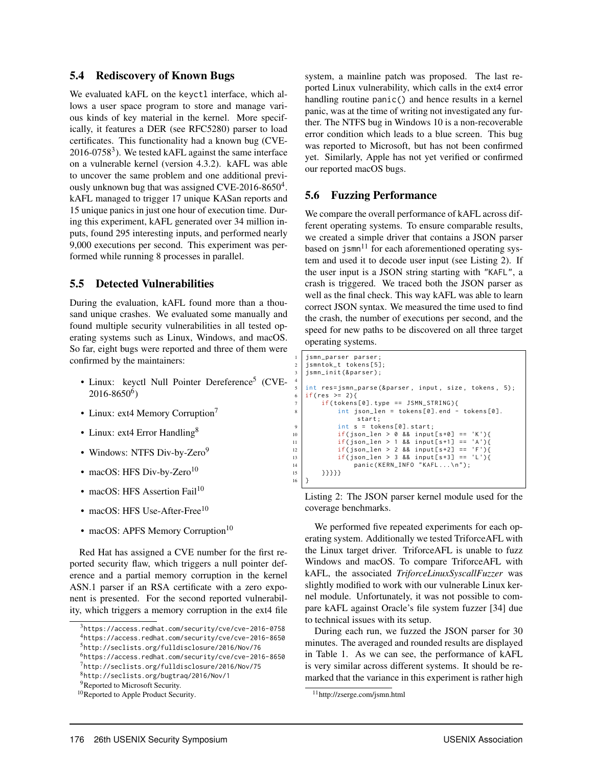### 5.4 Rediscovery of Known Bugs

We evaluated kAFL on the `keyctl` interface, which allows a user space program to store and manage various kinds of key material in the kernel. More specifically, it features a DER (see RFC5280) parser to load certificates. This functionality had a known bug (CVE-2016-0758[3]). We tested kAFL against the same interface on a vulnerable kernel (version 4.3.2). kAFL was able to uncover the same problem and one additional previously unknown bug that was assigned CVE-2016-8650[4]. kAFL managed to trigger 17 unique KASan reports and 15 unique panics in just one hour of execution time. During this experiment, kAFL generated over 34 million inputs, found 295 interesting inputs, and performed nearly 9,000 executions per second. This experiment was performed while running 8 processes in parallel.

### 5.5 Detected Vulnerabilities

During the evaluation, kAFL found more than a thousand unique crashes. We evaluated some manually and found multiple security vulnerabilities in all tested operating systems such as Linux, Windows, and macOS. So far, eight bugs were reported and three of them were confirmed by the maintainers:

- Linux: keyctl Null Pointer Dereference[5] (CVE-2016-8650[6])
- Linux: ext4 Memory Corruption[7]
- Linux: ext4 Error Handling[8]
- Windows: NTFS Div-by-Zero[9]
- macOS: HFS Div-by-Zero[10]
- macOS: HFS Assertion Fail[10]
- macOS: HFS Use-After-Free[10]
- macOS: APFS Memory Corruption[10]

Red Hat has assigned a CVE number for the first reported security flaw, which triggers a null pointer deference and a partial memory corruption in the kernel ASN.1 parser if an RSA certificate with a zero exponent is presented. For the second reported vulnerability, which triggers a memory corruption in the ext4 file system, a mainline patch was proposed. The last reported Linux vulnerability, which calls in the ext4 error handling routine `panic()` and hence results in a kernel panic, was at the time of writing not investigated any further. The NTFS bug in Windows 10 is a non-recoverable error condition which leads to a blue screen. This bug was reported to Microsoft, but has not been confirmed yet. Similarly, Apple has not yet verified or confirmed our reported macOS bugs.

### 5.6 Fuzzing Performance

We compare the overall performance of kAFL across different operating systems. To ensure comparable results, we created a simple driver that contains a JSON parser based on `jsmn`[11] for each aforementioned operating system and used it to decode user input (see Listing 2). If the user input is a JSON string starting with `"KAFL"`, a crash is triggered. We traced both the JSON parser as well as the final check. This way kAFL was able to learn correct JSON syntax. We measured the time used to find the crash, the number of executions per second, and the speed for new paths to be discovered on all three target operating systems.

```
jsmn_parser parser;
jsmntok_t tokens[5];
jsmn_init(&parser);

int res=jsmn_parse(&parser, input, size, tokens, 5);
if(res >= 2){
    if(tokens[0].type == JSMN_STRING){
        int json_len = tokens[0].end - tokens[0].
             start;
        int s = tokens[0].start;
        if(json_len > 0 && input[s+0] == 'K'){
        if(json_len > 1 && input[s+1] == 'A'){
        if(json_len > 2 && input[s+2] == 'F'){
        if(json_len > 3 && input[s+3] == 'L'){
            panic(KERN_INFO "KAFL...\n");
    }}}}}
}
```

Listing 2: The JSON parser kernel module used for the coverage benchmarks.

We performed five repeated experiments for each operating system. Additionally we tested TriforceAFL with the Linux target driver. TriforceAFL is unable to fuzz Windows and macOS. To compare TriforceAFL with kAFL, the associated *TriforceLinuxSyscallFuzzer* was slightly modified to work with our vulnerable Linux kernel module. Unfortunately, it was not possible to compare kAFL against Oracle's file system fuzzer [34] due to technical issues with its setup.

During each run, we fuzzed the JSON parser for 30 minutes. The averaged and rounded results are displayed in Table 1. As we can see, the performance of kAFL is very similar across different systems. It should be remarked that the variance in this experiment is rather high

---

[3] https://access.redhat.com/security/cve/cve-2016-0758

[4] https://access.redhat.com/security/cve/cve-2016-8650

[5] http://seclists.org/fulldisclosure/2016/Nov/76

[6] https://access.redhat.com/security/cve/cve-2016-8650

[7] http://seclists.org/fulldisclosure/2016/Nov/75

[8] http://seclists.org/bugtraq/2016/Nov/1

[9] Reported to Microsoft Security.

[10] Reported to Apple Product Security.

[11] http://zserge.com/jsmn.html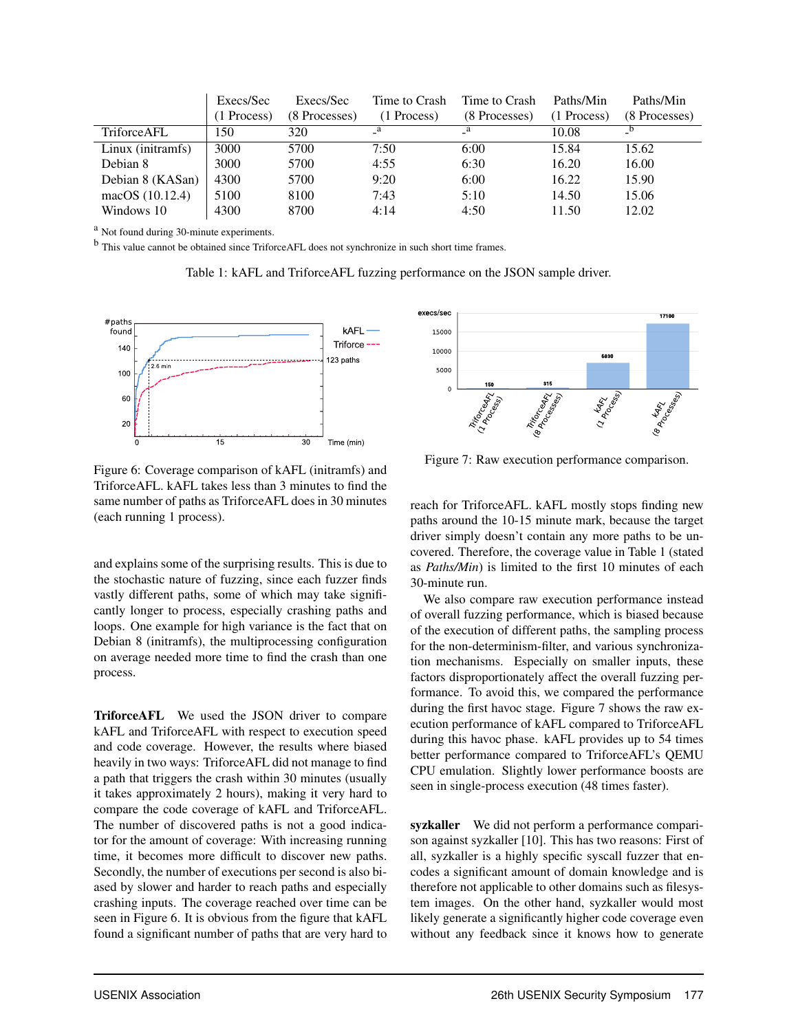| | Execs/Sec (1 Process) | Execs/Sec (8 Processes) | Time to Crash (1 Process) | Time to Crash (8 Processes) | Paths/Min (1 Process) | Paths/Min (8 Processes) |
|---|---|---|---|---|---|---|
| TriforceAFL | 150 | 320 | -[a] | -[a] | 10.08 | -[b] |
| Linux (initramfs) | 3000 | 5700 | 7:50 | 6:00 | 15.84 | 15.62 |
| Debian 8 | 3000 | 5700 | 4:55 | 6:30 | 16.20 | 16.00 |
| Debian 8 (KASan) | 4300 | 5700 | 9:20 | 6:00 | 16.22 | 15.90 |
| macOS (10.12.4) | 5100 | 8100 | 7:43 | 5:10 | 14.50 | 15.06 |
| Windows 10 | 4300 | 8700 | 4:14 | 4:50 | 11.50 | 12.02 |

[a] Not found during 30-minute experiments.

[b] This value cannot be obtained since TriforceAFL does not synchronize in such short time frames.

Table 1: kAFL and TriforceAFL fuzzing performance on the JSON sample driver.

Figure 6: Coverage comparison of kAFL (initramfs) and TriforceAFL. kAFL takes less than 3 minutes to find the same number of paths as TriforceAFL does in 30 minutes (each running 1 process).

Figure 7: Raw execution performance comparison.

and explains some of the surprising results. This is due to the stochastic nature of fuzzing, since each fuzzer finds vastly different paths, some of which may take significantly longer to process, especially crashing paths and loops. One example for high variance is the fact that on Debian 8 (initramfs), the multiprocessing configuration on average needed more time to find the crash than one process.

**TriforceAFL** We used the JSON driver to compare kAFL and TriforceAFL with respect to execution speed and code coverage. However, the results where biased heavily in two ways: TriforceAFL did not manage to find a path that triggers the crash within 30 minutes (usually it takes approximately 2 hours), making it very hard to compare the code coverage of kAFL and TriforceAFL. The number of discovered paths is not a good indicator for the amount of coverage: With increasing running time, it becomes more difficult to discover new paths. Secondly, the number of executions per second is also biased by slower and harder to reach paths and especially crashing inputs. The coverage reached over time can be seen in Figure 6. It is obvious from the figure that kAFL found a significant number of paths that are very hard to reach for TriforceAFL. kAFL mostly stops finding new paths around the 10-15 minute mark, because the target driver simply doesn't contain any more paths to be uncovered. Therefore, the coverage value in Table 1 (stated as *Paths/Min*) is limited to the first 10 minutes of each 30-minute run.

We also compare raw execution performance instead of overall fuzzing performance, which is biased because of the execution of different paths, the sampling process for the non-determinism-filter, and various synchronization mechanisms. Especially on smaller inputs, these factors disproportionately affect the overall fuzzing performance. To avoid this, we compared the performance during the first havoc stage. Figure 7 shows the raw execution performance of kAFL compared to TriforceAFL during this havoc phase. kAFL provides up to 54 times better performance compared to TriforceAFL's QEMU CPU emulation. Slightly lower performance boosts are seen in single-process execution (48 times faster).

**syzkaller** We did not perform a performance comparison against syzkaller [10]. This has two reasons: First of all, syzkaller is a highly specific syscall fuzzer that encodes a significant amount of domain knowledge and is therefore not applicable to other domains such as filesystem images. On the other hand, syzkaller would most likely generate a significantly higher code coverage even without any feedback since it knows how to generate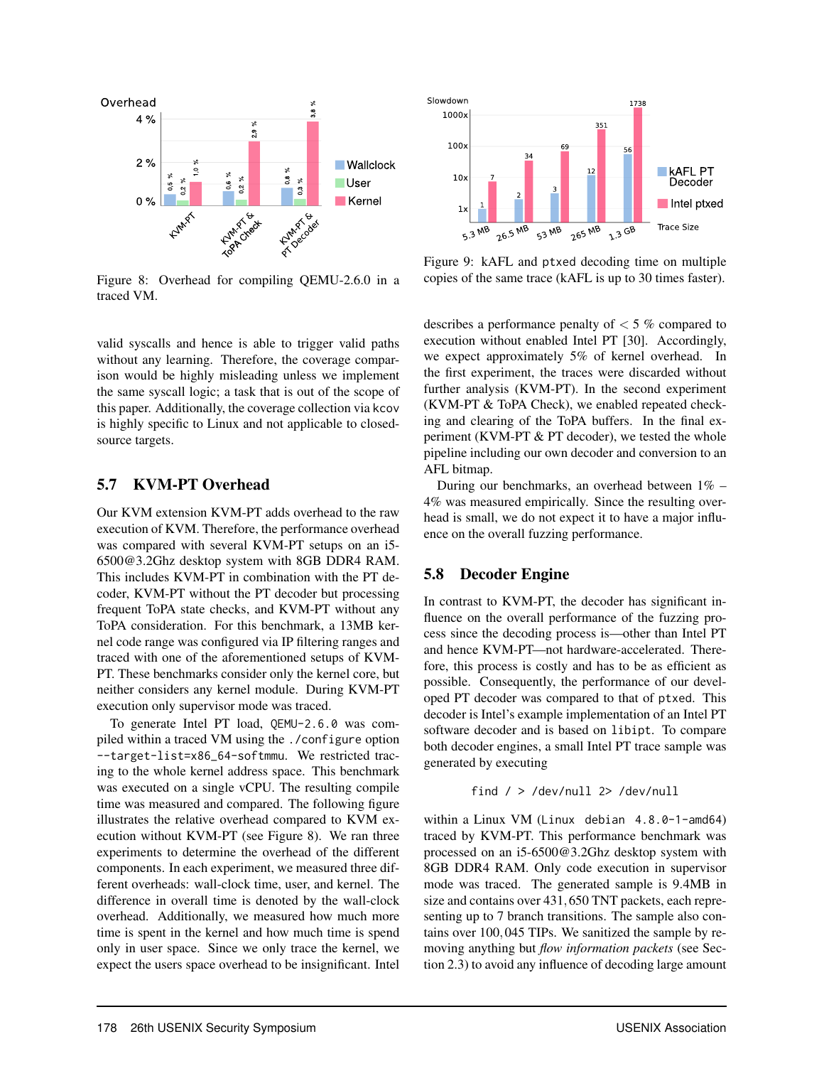Figure 8: Overhead for compiling QEMU-2.6.0 in a traced VM.

Figure 9: kAFL and ptxed decoding time on multiple copies of the same trace (kAFL is up to 30 times faster).

valid syscalls and hence is able to trigger valid paths without any learning. Therefore, the coverage comparison would be highly misleading unless we implement the same syscall logic; a task that is out of the scope of this paper. Additionally, the coverage collection via kcov is highly specific to Linux and not applicable to closed-source targets.

## 5.7 KVM-PT Overhead

Our KVM extension KVM-PT adds overhead to the raw execution of KVM. Therefore, the performance overhead was compared with several KVM-PT setups on an i5-6500@3.2Ghz desktop system with 8GB DDR4 RAM. This includes KVM-PT in combination with the PT decoder, KVM-PT without the PT decoder but processing frequent ToPA state checks, and KVM-PT without any ToPA consideration. For this benchmark, a 13MB kernel code range was configured via IP filtering ranges and traced with one of the aforementioned setups of KVM-PT. These benchmarks consider only the kernel core, but neither considers any kernel module. During KVM-PT execution only supervisor mode was traced.

To generate Intel PT load, `QEMU-2.6.0` was compiled within a traced VM using the `./configure` option `--target-list=x86_64-softmmu`. We restricted tracing to the whole kernel address space. This benchmark was executed on a single vCPU. The resulting compile time was measured and compared. The following figure illustrates the relative overhead compared to KVM execution without KVM-PT (see Figure 8). We ran three experiments to determine the overhead of the different components. In each experiment, we measured three different overheads: wall-clock time, user, and kernel. The difference in overall time is denoted by the wall-clock overhead. Additionally, we measured how much more time is spent in the kernel and how much time is spend only in user space. Since we only trace the kernel, we expect the users space overhead to be insignificant. Intel describes a performance penalty of $< 5\ \%$ compared to execution without enabled Intel PT [30]. Accordingly, we expect approximately 5% of kernel overhead. In the first experiment, the traces were discarded without further analysis (KVM-PT). In the second experiment (KVM-PT & ToPA Check), we enabled repeated checking and clearing of the ToPA buffers. In the final experiment (KVM-PT & PT decoder), we tested the whole pipeline including our own decoder and conversion to an AFL bitmap.

During our benchmarks, an overhead between 1% – 4% was measured empirically. Since the resulting overhead is small, we do not expect it to have a major influence on the overall fuzzing performance.

## 5.8 Decoder Engine

In contrast to KVM-PT, the decoder has significant influence on the overall performance of the fuzzing process since the decoding process is—other than Intel PT and hence KVM-PT—not hardware-accelerated. Therefore, this process is costly and has to be as efficient as possible. Consequently, the performance of our developed PT decoder was compared to that of `ptxed`. This decoder is Intel's example implementation of an Intel PT software decoder and is based on `libipt`. To compare both decoder engines, a small Intel PT trace sample was generated by executing

```
find / > /dev/null 2> /dev/null
```

within a Linux VM (`Linux debian 4.8.0-1-amd64`) traced by KVM-PT. This performance benchmark was processed on an i5-6500@3.2Ghz desktop system with 8GB DDR4 RAM. Only code execution in supervisor mode was traced. The generated sample is 9.4MB in size and contains over 431,650 TNT packets, each representing up to 7 branch transitions. The sample also contains over 100,045 TIPs. We sanitized the sample by removing anything but *flow information packets* (see Section 2.3) to avoid any influence of decoding large amount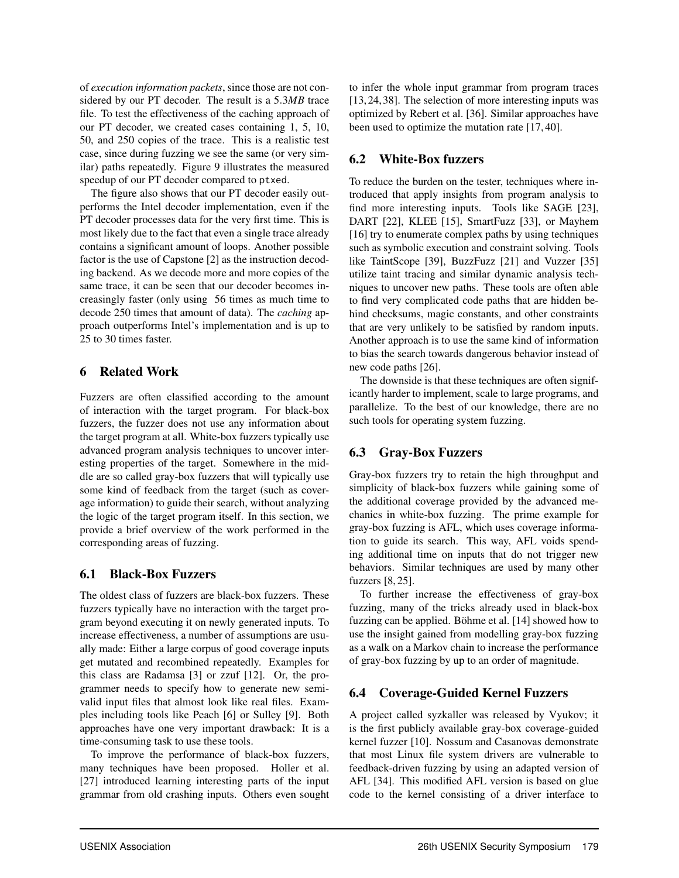of *execution information packets*, since those are not considered by our PT decoder. The result is a 5.3*MB* trace file. To test the effectiveness of the caching approach of our PT decoder, we created cases containing 1, 5, 10, 50, and 250 copies of the trace. This is a realistic test case, since during fuzzing we see the same (or very similar) paths repeatedly. Figure 9 illustrates the measured speedup of our PT decoder compared to `ptxed`.

The figure also shows that our PT decoder easily outperforms the Intel decoder implementation, even if the PT decoder processes data for the very first time. This is most likely due to the fact that even a single trace already contains a significant amount of loops. Another possible factor is the use of Capstone [2] as the instruction decoding backend. As we decode more and more copies of the same trace, it can be seen that our decoder becomes increasingly faster (only using 56 times as much time to decode 250 times that amount of data). The *caching* approach outperforms Intel's implementation and is up to 25 to 30 times faster.

## 6 Related Work

Fuzzers are often classified according to the amount of interaction with the target program. For black-box fuzzers, the fuzzer does not use any information about the target program at all. White-box fuzzers typically use advanced program analysis techniques to uncover interesting properties of the target. Somewhere in the middle are so called gray-box fuzzers that will typically use some kind of feedback from the target (such as coverage information) to guide their search, without analyzing the logic of the target program itself. In this section, we provide a brief overview of the work performed in the corresponding areas of fuzzing.

### 6.1 Black-Box Fuzzers

The oldest class of fuzzers are black-box fuzzers. These fuzzers typically have no interaction with the target program beyond executing it on newly generated inputs. To increase effectiveness, a number of assumptions are usually made: Either a large corpus of good coverage inputs get mutated and recombined repeatedly. Examples for this class are Radamsa [3] or zzuf [12]. Or, the programmer needs to specify how to generate new semi-valid input files that almost look like real files. Examples including tools like Peach [6] or Sulley [9]. Both approaches have one very important drawback: It is a time-consuming task to use these tools.

To improve the performance of black-box fuzzers, many techniques have been proposed. Holler et al. [27] introduced learning interesting parts of the input grammar from old crashing inputs. Others even sought to infer the whole input grammar from program traces [13, 24, 38]. The selection of more interesting inputs was optimized by Rebert et al. [36]. Similar approaches have been used to optimize the mutation rate [17, 40].

### 6.2 White-Box fuzzers

To reduce the burden on the tester, techniques where introduced that apply insights from program analysis to find more interesting inputs. Tools like SAGE [23], DART [22], KLEE [15], SmartFuzz [33], or Mayhem [16] try to enumerate complex paths by using techniques such as symbolic execution and constraint solving. Tools like TaintScope [39], BuzzFuzz [21] and Vuzzer [35] utilize taint tracing and similar dynamic analysis techniques to uncover new paths. These tools are often able to find very complicated code paths that are hidden behind checksums, magic constants, and other constraints that are very unlikely to be satisfied by random inputs. Another approach is to use the same kind of information to bias the search towards dangerous behavior instead of new code paths [26].

The downside is that these techniques are often significantly harder to implement, scale to large programs, and parallelize. To the best of our knowledge, there are no such tools for operating system fuzzing.

### 6.3 Gray-Box Fuzzers

Gray-box fuzzers try to retain the high throughput and simplicity of black-box fuzzers while gaining some of the additional coverage provided by the advanced mechanics in white-box fuzzing. The prime example for gray-box fuzzing is AFL, which uses coverage information to guide its search. This way, AFL voids spending additional time on inputs that do not trigger new behaviors. Similar techniques are used by many other fuzzers [8, 25].

To further increase the effectiveness of gray-box fuzzing, many of the tricks already used in black-box fuzzing can be applied. Böhme et al. [14] showed how to use the insight gained from modelling gray-box fuzzing as a walk on a Markov chain to increase the performance of gray-box fuzzing by up to an order of magnitude.

### 6.4 Coverage-Guided Kernel Fuzzers

A project called syzkaller was released by Vyukov; it is the first publicly available gray-box coverage-guided kernel fuzzer [10]. Nossum and Casanovas demonstrate that most Linux file system drivers are vulnerable to feedback-driven fuzzing by using an adapted version of AFL [34]. This modified AFL version is based on glue code to the kernel consisting of a driver interface to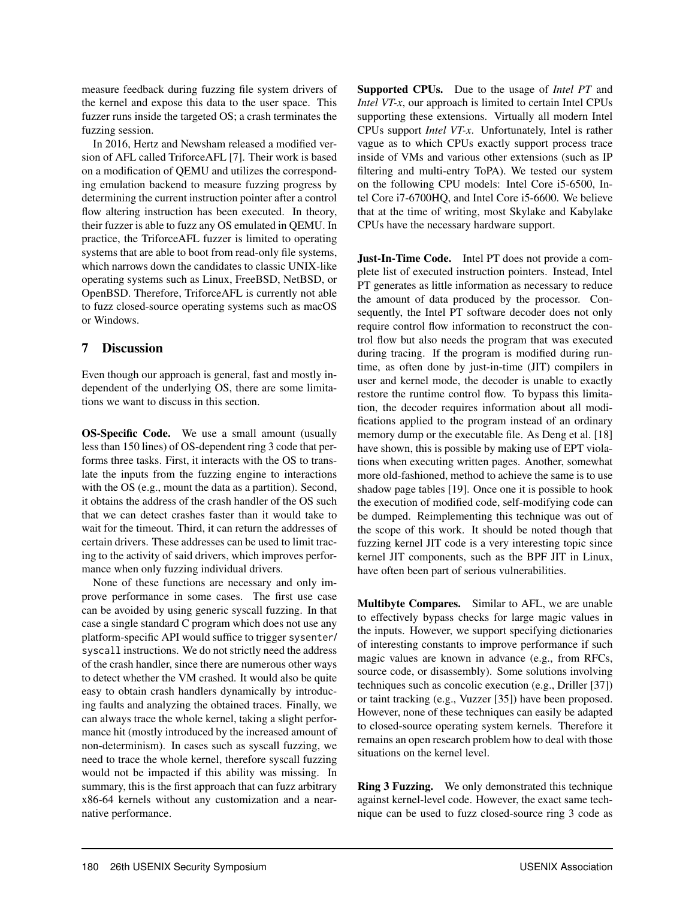measure feedback during fuzzing file system drivers of the kernel and expose this data to the user space. This fuzzer runs inside the targeted OS; a crash terminates the fuzzing session.

In 2016, Hertz and Newsham released a modified version of AFL called TriforceAFL [7]. Their work is based on a modification of QEMU and utilizes the corresponding emulation backend to measure fuzzing progress by determining the current instruction pointer after a control flow altering instruction has been executed. In theory, their fuzzer is able to fuzz any OS emulated in QEMU. In practice, the TriforceAFL fuzzer is limited to operating systems that are able to boot from read-only file systems, which narrows down the candidates to classic UNIX-like operating systems such as Linux, FreeBSD, NetBSD, or OpenBSD. Therefore, TriforceAFL is currently not able to fuzz closed-source operating systems such as macOS or Windows.

## 7 Discussion

Even though our approach is general, fast and mostly independent of the underlying OS, there are some limitations we want to discuss in this section.

**OS-Specific Code.** We use a small amount (usually less than 150 lines) of OS-dependent ring 3 code that performs three tasks. First, it interacts with the OS to translate the inputs from the fuzzing engine to interactions with the OS (e.g., mount the data as a partition). Second, it obtains the address of the crash handler of the OS such that we can detect crashes faster than it would take to wait for the timeout. Third, it can return the addresses of certain drivers. These addresses can be used to limit tracing to the activity of said drivers, which improves performance when only fuzzing individual drivers.

None of these functions are necessary and only improve performance in some cases. The first use case can be avoided by using generic syscall fuzzing. In that case a single standard C program which does not use any platform-specific API would suffice to trigger `sysenter`/`syscall` instructions. We do not strictly need the address of the crash handler, since there are numerous other ways to detect whether the VM crashed. It would also be quite easy to obtain crash handlers dynamically by introducing faults and analyzing the obtained traces. Finally, we can always trace the whole kernel, taking a slight performance hit (mostly introduced by the increased amount of non-determinism). In cases such as syscall fuzzing, we need to trace the whole kernel, therefore syscall fuzzing would not be impacted if this ability was missing. In summary, this is the first approach that can fuzz arbitrary x86-64 kernels without any customization and a near-native performance.

**Supported CPUs.** Due to the usage of *Intel PT* and *Intel VT-x*, our approach is limited to certain Intel CPUs supporting these extensions. Virtually all modern Intel CPUs support *Intel VT-x*. Unfortunately, Intel is rather vague as to which CPUs exactly support process trace inside of VMs and various other extensions (such as IP filtering and multi-entry ToPA). We tested our system on the following CPU models: Intel Core i5-6500, Intel Core i7-6700HQ, and Intel Core i5-6600. We believe that at the time of writing, most Skylake and Kabylake CPUs have the necessary hardware support.

**Just-In-Time Code.** Intel PT does not provide a complete list of executed instruction pointers. Instead, Intel PT generates as little information as necessary to reduce the amount of data produced by the processor. Consequently, the Intel PT software decoder does not only require control flow information to reconstruct the control flow but also needs the program that was executed during tracing. If the program is modified during runtime, as often done by just-in-time (JIT) compilers in user and kernel mode, the decoder is unable to exactly restore the runtime control flow. To bypass this limitation, the decoder requires information about all modifications applied to the program instead of an ordinary memory dump or the executable file. As Deng et al. [18] have shown, this is possible by making use of EPT violations when executing written pages. Another, somewhat more old-fashioned, method to achieve the same is to use shadow page tables [19]. Once one it is possible to hook the execution of modified code, self-modifying code can be dumped. Reimplementing this technique was out of the scope of this work. It should be noted though that fuzzing kernel JIT code is a very interesting topic since kernel JIT components, such as the BPF JIT in Linux, have often been part of serious vulnerabilities.

**Multibyte Compares.** Similar to AFL, we are unable to effectively bypass checks for large magic values in the inputs. However, we support specifying dictionaries of interesting constants to improve performance if such magic values are known in advance (e.g., from RFCs, source code, or disassembly). Some solutions involving techniques such as concolic execution (e.g., Driller [37]) or taint tracking (e.g., Vuzzer [35]) have been proposed. However, none of these techniques can easily be adapted to closed-source operating system kernels. Therefore it remains an open research problem how to deal with those situations on the kernel level.

**Ring 3 Fuzzing.** We only demonstrated this technique against kernel-level code. However, the exact same technique can be used to fuzz closed-source ring 3 code as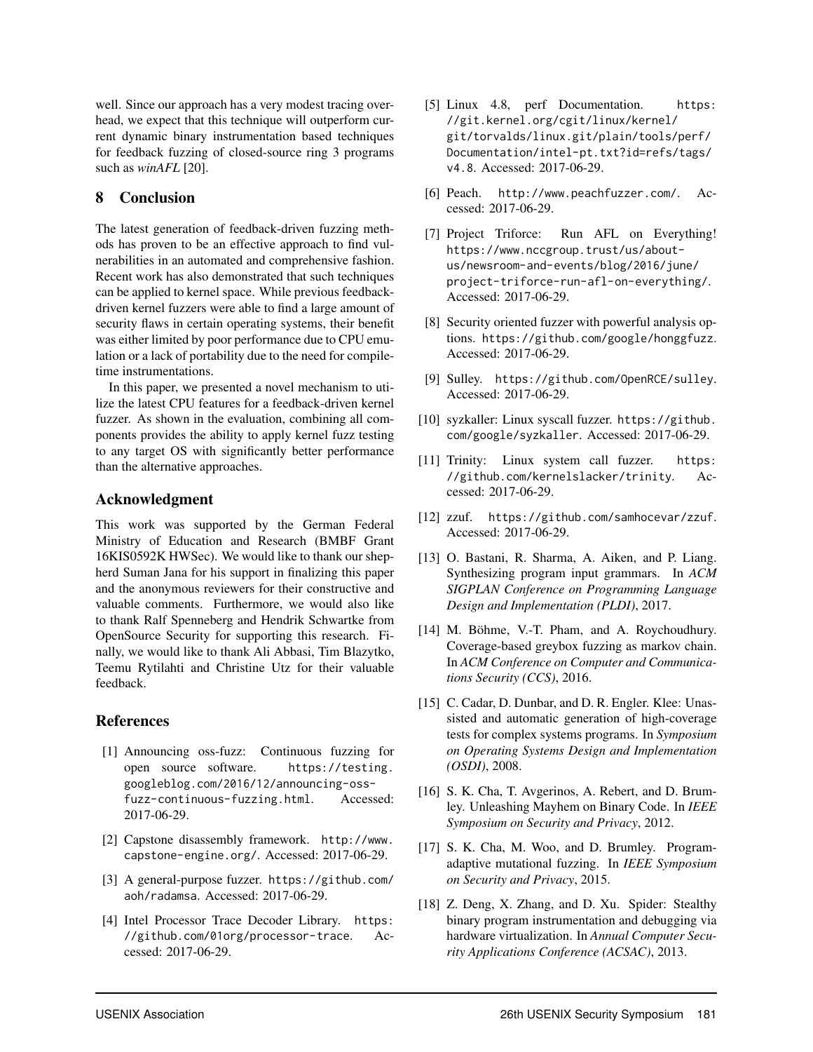well. Since our approach has a very modest tracing overhead, we expect that this technique will outperform current dynamic binary instrumentation based techniques for feedback fuzzing of closed-source ring 3 programs such as *winAFL* [20].

## 8 Conclusion

The latest generation of feedback-driven fuzzing methods has proven to be an effective approach to find vulnerabilities in an automated and comprehensive fashion. Recent work has also demonstrated that such techniques can be applied to kernel space. While previous feedback-driven kernel fuzzers were able to find a large amount of security flaws in certain operating systems, their benefit was either limited by poor performance due to CPU emulation or a lack of portability due to the need for compile-time instrumentations.

In this paper, we presented a novel mechanism to utilize the latest CPU features for a feedback-driven kernel fuzzer. As shown in the evaluation, combining all components provides the ability to apply kernel fuzz testing to any target OS with significantly better performance than the alternative approaches.

## Acknowledgment

This work was supported by the German Federal Ministry of Education and Research (BMBF Grant 16KIS0592K HWSec). We would like to thank our shepherd Suman Jana for his support in finalizing this paper and the anonymous reviewers for their constructive and valuable comments. Furthermore, we would also like to thank Ralf Spenneberg and Hendrik Schwartke from OpenSource Security for supporting this research. Finally, we would like to thank Ali Abbasi, Tim Blazytko, Teemu Rytilahti and Christine Utz for their valuable feedback.

## References

[1] Announcing oss-fuzz: Continuous fuzzing for open source software. https://testing.googleblog.com/2016/12/announcing-oss-fuzz-continuous-fuzzing.html. Accessed: 2017-06-29.

[2] Capstone disassembly framework. http://www.capstone-engine.org/. Accessed: 2017-06-29.

[3] A general-purpose fuzzer. https://github.com/aoh/radamsa. Accessed: 2017-06-29.

[4] Intel Processor Trace Decoder Library. https://github.com/01org/processor-trace. Accessed: 2017-06-29.

[5] Linux 4.8, perf Documentation. https://git.kernel.org/cgit/linux/kernel/git/torvalds/linux.git/plain/tools/perf/Documentation/intel-pt.txt?id=refs/tags/v4.8. Accessed: 2017-06-29.

[6] Peach. http://www.peachfuzzer.com/. Accessed: 2017-06-29.

[7] Project Triforce: Run AFL on Everything! https://www.nccgroup.trust/us/about-us/newsroom-and-events/blog/2016/june/project-triforce-run-afl-on-everything/. Accessed: 2017-06-29.

[8] Security oriented fuzzer with powerful analysis options. https://github.com/google/honggfuzz. Accessed: 2017-06-29.

[9] Sulley. https://github.com/OpenRCE/sulley. Accessed: 2017-06-29.

[10] syzkaller: Linux syscall fuzzer. https://github.com/google/syzkaller. Accessed: 2017-06-29.

[11] Trinity: Linux system call fuzzer. https://github.com/kernelslacker/trinity. Accessed: 2017-06-29.

[12] zzuf. https://github.com/samhocevar/zzuf. Accessed: 2017-06-29.

[13] O. Bastani, R. Sharma, A. Aiken, and P. Liang. Synthesizing program input grammars. In *ACM SIGPLAN Conference on Programming Language Design and Implementation (PLDI)*, 2017.

[14] M. Böhme, V.-T. Pham, and A. Roychoudhury. Coverage-based greybox fuzzing as markov chain. In *ACM Conference on Computer and Communications Security (CCS)*, 2016.

[15] C. Cadar, D. Dunbar, and D. R. Engler. Klee: Unassisted and automatic generation of high-coverage tests for complex systems programs. In *Symposium on Operating Systems Design and Implementation (OSDI)*, 2008.

[16] S. K. Cha, T. Avgerinos, A. Rebert, and D. Brumley. Unleashing Mayhem on Binary Code. In *IEEE Symposium on Security and Privacy*, 2012.

[17] S. K. Cha, M. Woo, and D. Brumley. Program-adaptive mutational fuzzing. In *IEEE Symposium on Security and Privacy*, 2015.

[18] Z. Deng, X. Zhang, and D. Xu. Spider: Stealthy binary program instrumentation and debugging via hardware virtualization. In *Annual Computer Security Applications Conference (ACSAC)*, 2013.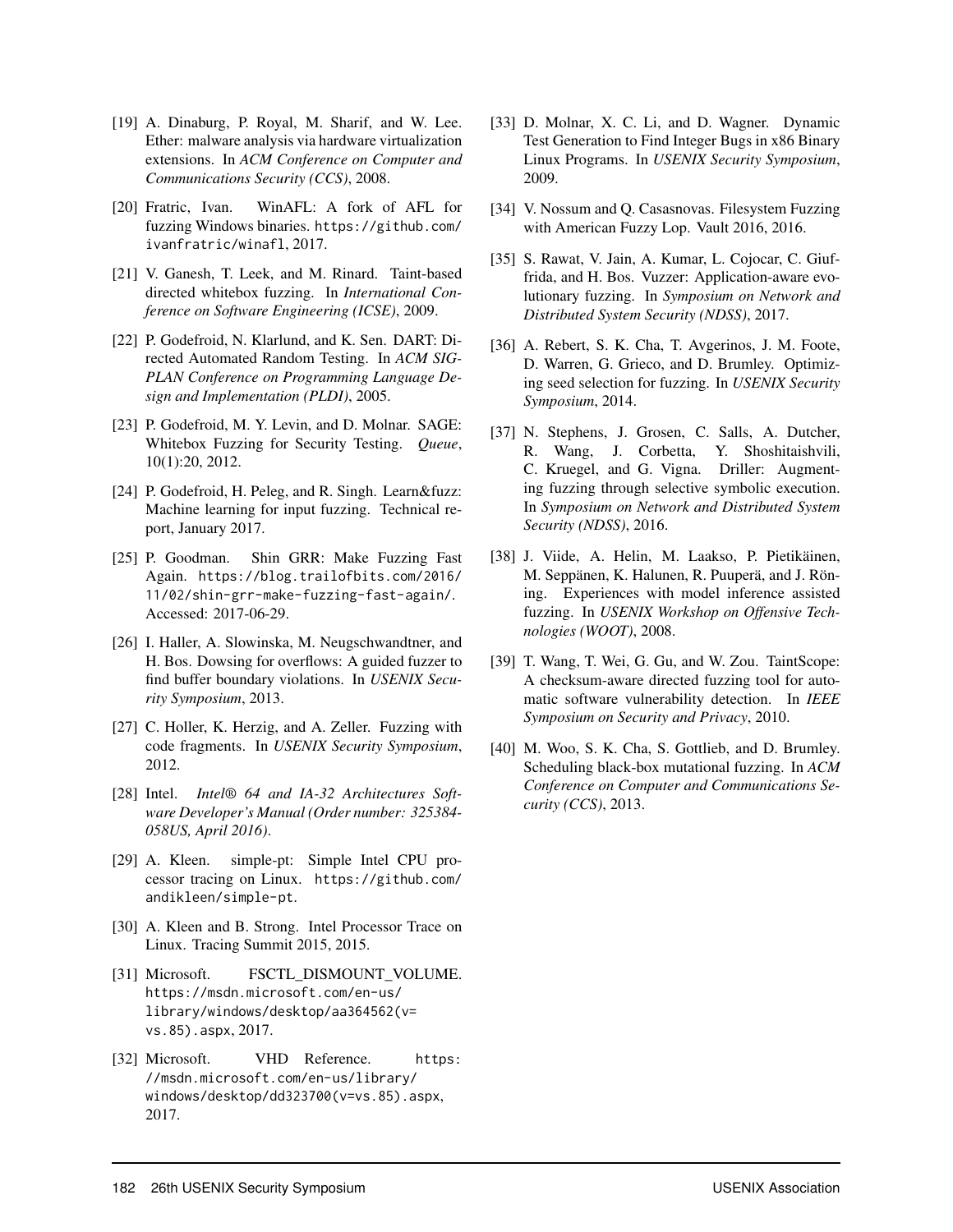[19] A. Dinaburg, P. Royal, M. Sharif, and W. Lee. Ether: malware analysis via hardware virtualization extensions. In *ACM Conference on Computer and Communications Security (CCS)*, 2008.

[20] Fratric, Ivan. WinAFL: A fork of AFL for fuzzing Windows binaries. https://github.com/ivanfratric/winafl, 2017.

[21] V. Ganesh, T. Leek, and M. Rinard. Taint-based directed whitebox fuzzing. In *International Conference on Software Engineering (ICSE)*, 2009.

[22] P. Godefroid, N. Klarlund, and K. Sen. DART: Directed Automated Random Testing. In *ACM SIGPLAN Conference on Programming Language Design and Implementation (PLDI)*, 2005.

[23] P. Godefroid, M. Y. Levin, and D. Molnar. SAGE: Whitebox Fuzzing for Security Testing. *Queue*, 10(1):20, 2012.

[24] P. Godefroid, H. Peleg, and R. Singh. Learn&fuzz: Machine learning for input fuzzing. Technical report, January 2017.

[25] P. Goodman. Shin GRR: Make Fuzzing Fast Again. https://blog.trailofbits.com/2016/11/02/shin-grr-make-fuzzing-fast-again/. Accessed: 2017-06-29.

[26] I. Haller, A. Slowinska, M. Neugschwandtner, and H. Bos. Dowsing for overflows: A guided fuzzer to find buffer boundary violations. In *USENIX Security Symposium*, 2013.

[27] C. Holler, K. Herzig, and A. Zeller. Fuzzing with code fragments. In *USENIX Security Symposium*, 2012.

[28] Intel. *Intel® 64 and IA-32 Architectures Software Developer's Manual (Order number: 325384-058US, April 2016)*.

[29] A. Kleen. simple-pt: Simple Intel CPU processor tracing on Linux. https://github.com/andikleen/simple-pt.

[30] A. Kleen and B. Strong. Intel Processor Trace on Linux. Tracing Summit 2015, 2015.

[31] Microsoft. FSCTL_DISMOUNT_VOLUME. https://msdn.microsoft.com/en-us/library/windows/desktop/aa364562(v=vs.85).aspx, 2017.

[32] Microsoft. VHD Reference. https://msdn.microsoft.com/en-us/library/windows/desktop/dd323700(v=vs.85).aspx, 2017.

[33] D. Molnar, X. C. Li, and D. Wagner. Dynamic Test Generation to Find Integer Bugs in x86 Binary Linux Programs. In *USENIX Security Symposium*, 2009.

[34] V. Nossum and Q. Casasnovas. Filesystem Fuzzing with American Fuzzy Lop. Vault 2016, 2016.

[35] S. Rawat, V. Jain, A. Kumar, L. Cojocar, C. Giuffrida, and H. Bos. Vuzzer: Application-aware evolutionary fuzzing. In *Symposium on Network and Distributed System Security (NDSS)*, 2017.

[36] A. Rebert, S. K. Cha, T. Avgerinos, J. M. Foote, D. Warren, G. Grieco, and D. Brumley. Optimizing seed selection for fuzzing. In *USENIX Security Symposium*, 2014.

[37] N. Stephens, J. Grosen, C. Salls, A. Dutcher, R. Wang, J. Corbetta, Y. Shoshitaishvili, C. Kruegel, and G. Vigna. Driller: Augmenting fuzzing through selective symbolic execution. In *Symposium on Network and Distributed System Security (NDSS)*, 2016.

[38] J. Viide, A. Helin, M. Laakso, P. Pietikäinen, M. Seppänen, K. Halunen, R. Puuperä, and J. Röning. Experiences with model inference assisted fuzzing. In *USENIX Workshop on Offensive Technologies (WOOT)*, 2008.

[39] T. Wang, T. Wei, G. Gu, and W. Zou. TaintScope: A checksum-aware directed fuzzing tool for automatic software vulnerability detection. In *IEEE Symposium on Security and Privacy*, 2010.

[40] M. Woo, S. K. Cha, S. Gottlieb, and D. Brumley. Scheduling black-box mutational fuzzing. In *ACM Conference on Computer and Communications Security (CCS)*, 2013.